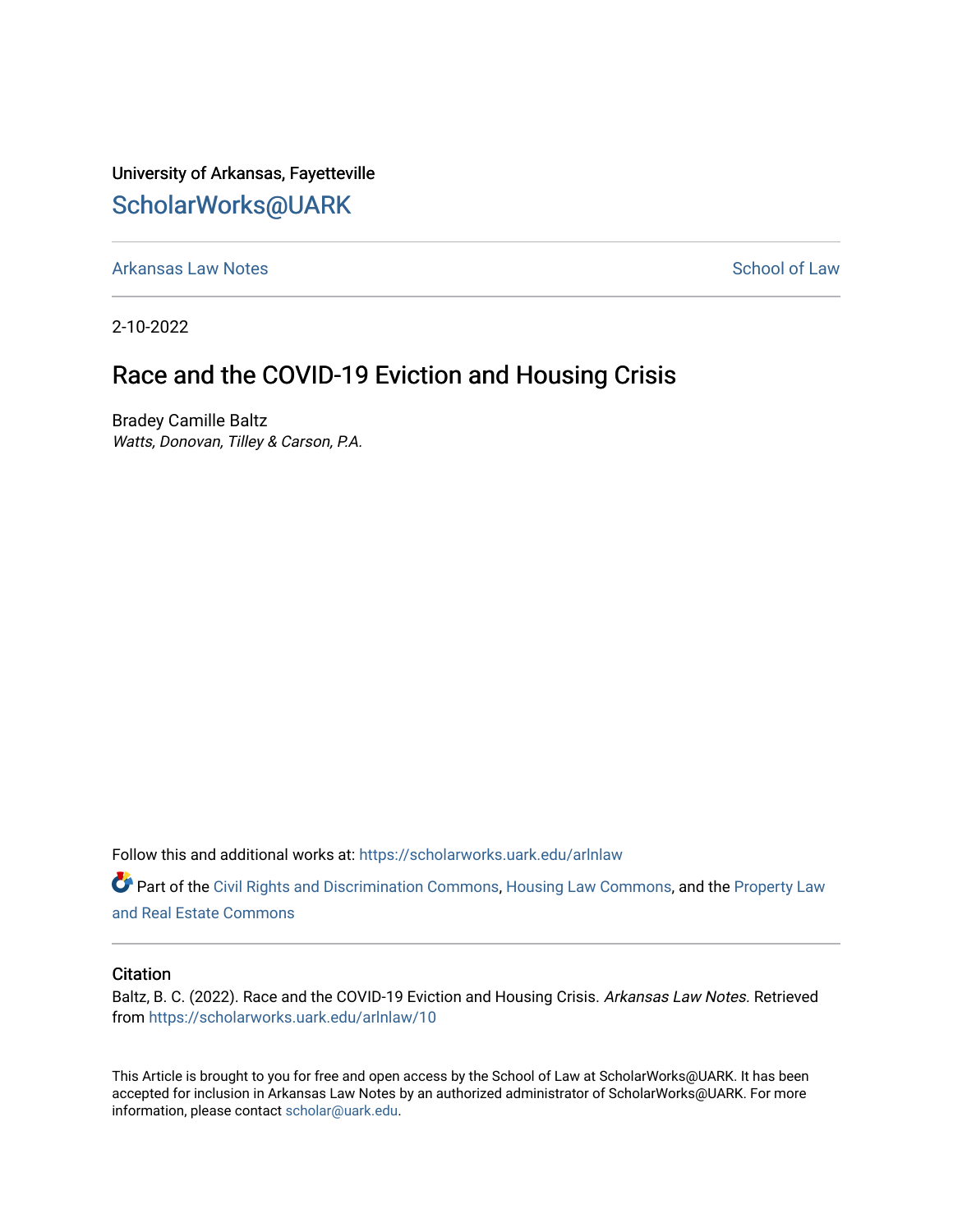University of Arkansas, Fayetteville

# ScholarWorks@UARK

Arkansas Law Notes | School of Law

2-10-2022

## Race and the COVID-19 Eviction and Housing Crisis

Bradey Camille Baltz
*Watts, Donovan, Tilley & Carson, P.A.*

Follow this and additional works at: https://scholarworks.uark.edu/arlnlaw

Part of the Civil Rights and Discrimination Commons, Housing Law Commons, and the Property Law and Real Estate Commons

### Citation

Baltz, B. C. (2022). Race and the COVID-19 Eviction and Housing Crisis. *Arkansas Law Notes.* Retrieved from https://scholarworks.uark.edu/arlnlaw/10

This Article is brought to you for free and open access by the School of Law at ScholarWorks@UARK. It has been accepted for inclusion in Arkansas Law Notes by an authorized administrator of ScholarWorks@UARK. For more information, please contact scholar@uark.edu.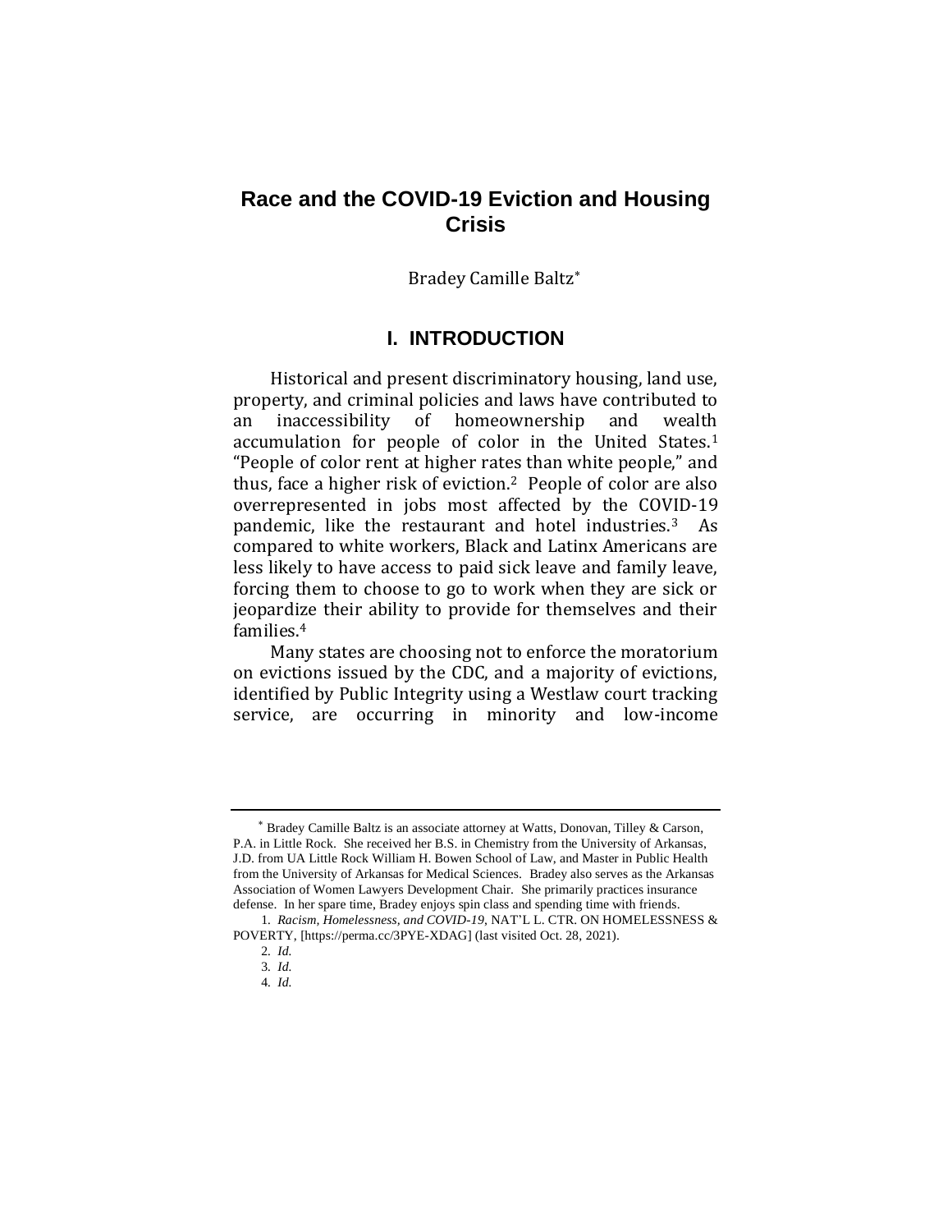# Race and the COVID-19 Eviction and Housing Crisis

Bradey Camille Baltz[*]

## I. INTRODUCTION

Historical and present discriminatory housing, land use, property, and criminal policies and laws have contributed to an inaccessibility of homeownership and wealth accumulation for people of color in the United States.[1] "People of color rent at higher rates than white people," and thus, face a higher risk of eviction.[2] People of color are also overrepresented in jobs most affected by the COVID-19 pandemic, like the restaurant and hotel industries.[3] As compared to white workers, Black and Latinx Americans are less likely to have access to paid sick leave and family leave, forcing them to choose to go to work when they are sick or jeopardize their ability to provide for themselves and their families.[4]

Many states are choosing not to enforce the moratorium on evictions issued by the CDC, and a majority of evictions, identified by Public Integrity using a Westlaw court tracking service, are occurring in minority and low-income

---

[*] Bradey Camille Baltz is an associate attorney at Watts, Donovan, Tilley & Carson, P.A. in Little Rock. She received her B.S. in Chemistry from the University of Arkansas, J.D. from UA Little Rock William H. Bowen School of Law, and Master in Public Health from the University of Arkansas for Medical Sciences. Bradey also serves as the Arkansas Association of Women Lawyers Development Chair. She primarily practices insurance defense. In her spare time, Bradey enjoys spin class and spending time with friends.

1. *Racism, Homelessness, and COVID-19*, NAT'L L. CTR. ON HOMELESSNESS & POVERTY, [https://perma.cc/3PYE-XDAG] (last visited Oct. 28, 2021).

2. *Id.*

3. *Id.*

4. *Id.*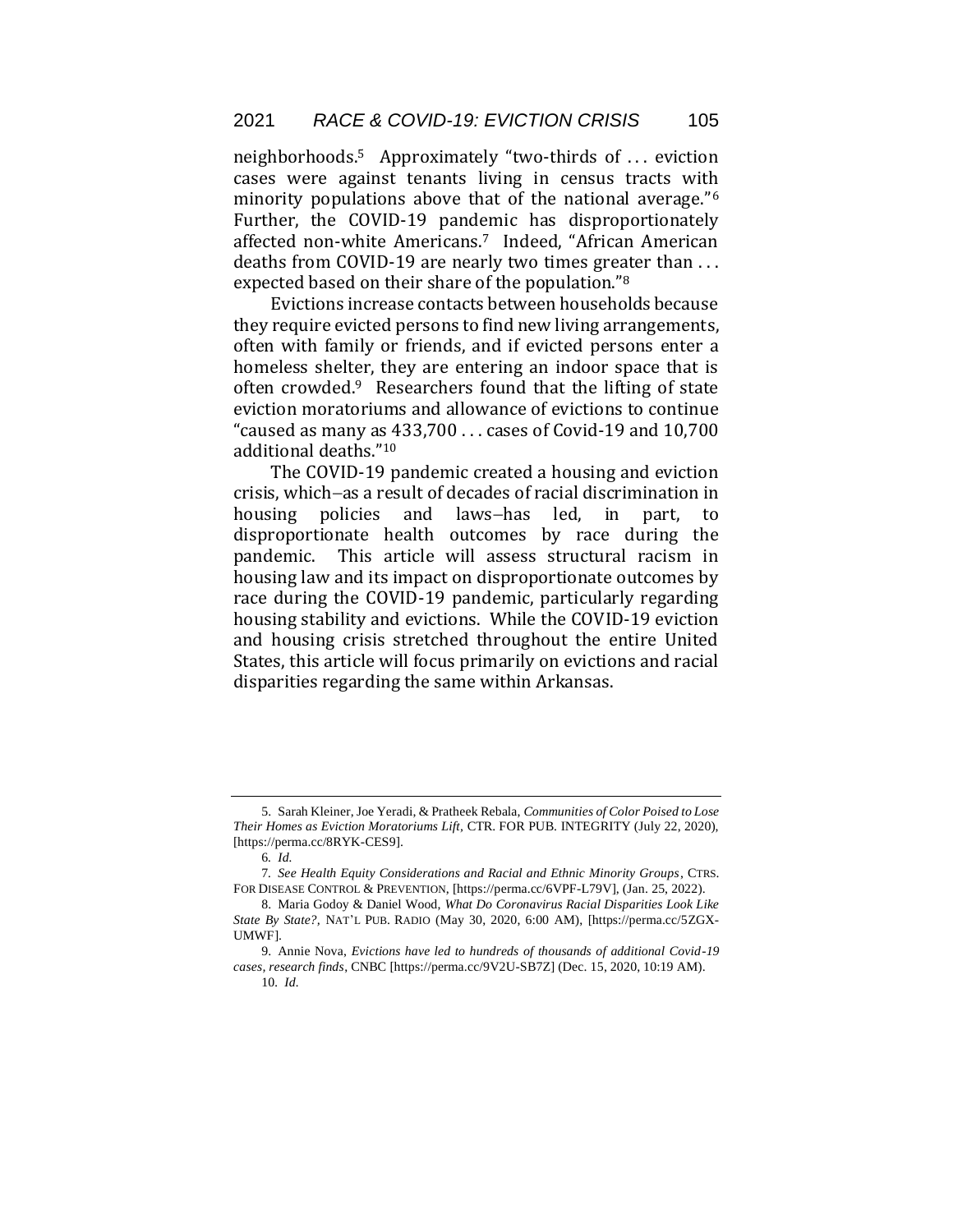neighborhoods.[5] Approximately "two-thirds of . . . eviction cases were against tenants living in census tracts with minority populations above that of the national average."[6] Further, the COVID-19 pandemic has disproportionately affected non-white Americans.[7] Indeed, "African American deaths from COVID-19 are nearly two times greater than . . . expected based on their share of the population."[8]

Evictions increase contacts between households because they require evicted persons to find new living arrangements, often with family or friends, and if evicted persons enter a homeless shelter, they are entering an indoor space that is often crowded.[9] Researchers found that the lifting of state eviction moratoriums and allowance of evictions to continue "caused as many as 433,700 . . . cases of Covid-19 and 10,700 additional deaths."[10]

The COVID-19 pandemic created a housing and eviction crisis, which—as a result of decades of racial discrimination in housing policies and laws—has led, in part, to disproportionate health outcomes by race during the pandemic. This article will assess structural racism in housing law and its impact on disproportionate outcomes by race during the COVID-19 pandemic, particularly regarding housing stability and evictions. While the COVID-19 eviction and housing crisis stretched throughout the entire United States, this article will focus primarily on evictions and racial disparities regarding the same within Arkansas.

---

5. Sarah Kleiner, Joe Yeradi, & Pratheek Rebala, *Communities of Color Poised to Lose Their Homes as Eviction Moratoriums Lift*, CTR. FOR PUB. INTEGRITY (July 22, 2020), [https://perma.cc/8RYK-CES9].

6. *Id.*

7. *See Health Equity Considerations and Racial and Ethnic Minority Groups*, CTRS. FOR DISEASE CONTROL & PREVENTION, [https://perma.cc/6VPF-L79V], (Jan. 25, 2022).

8. Maria Godoy & Daniel Wood, *What Do Coronavirus Racial Disparities Look Like State By State?*, NAT'L PUB. RADIO (May 30, 2020, 6:00 AM), [https://perma.cc/5ZGX-UMWF].

9. Annie Nova, *Evictions have led to hundreds of thousands of additional Covid-19 cases, research finds*, CNBC [https://perma.cc/9V2U-SB7Z] (Dec. 15, 2020, 10:19 AM).

10. *Id.*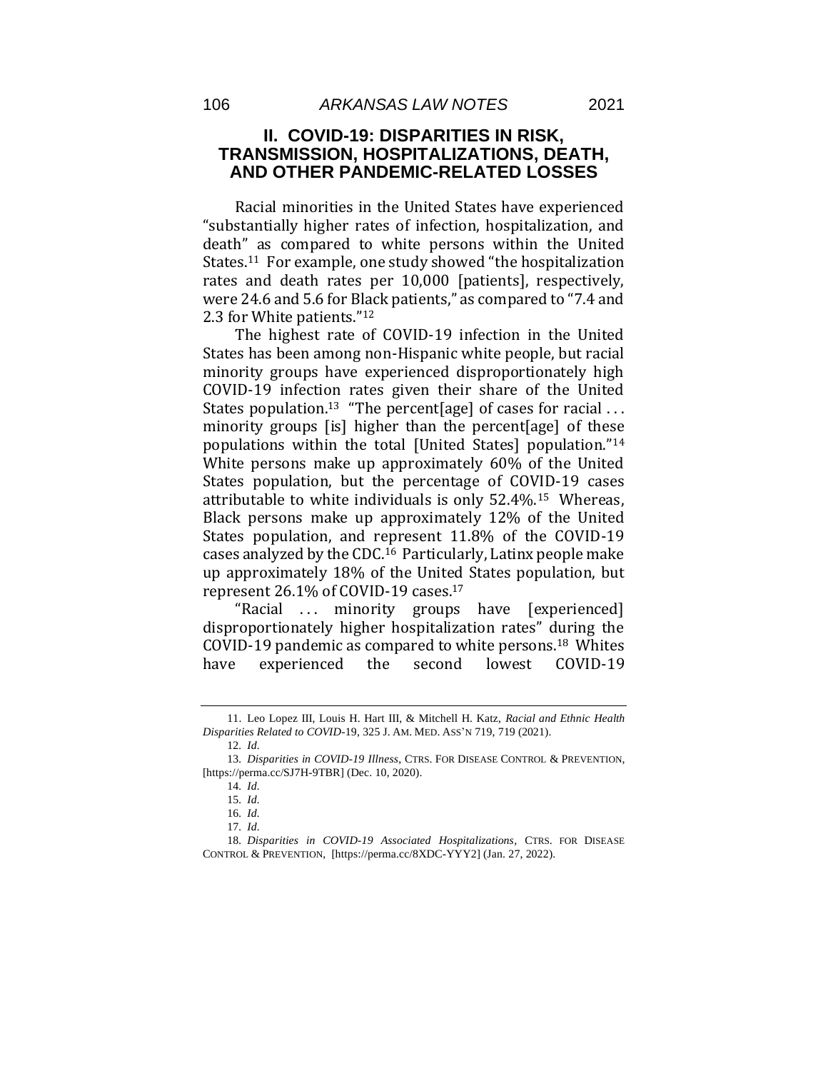## II. COVID-19: DISPARITIES IN RISK, TRANSMISSION, HOSPITALIZATIONS, DEATH, AND OTHER PANDEMIC-RELATED LOSSES

Racial minorities in the United States have experienced "substantially higher rates of infection, hospitalization, and death" as compared to white persons within the United States.[11] For example, one study showed "the hospitalization rates and death rates per 10,000 [patients], respectively, were 24.6 and 5.6 for Black patients," as compared to "7.4 and 2.3 for White patients."[12]

The highest rate of COVID-19 infection in the United States has been among non-Hispanic white people, but racial minority groups have experienced disproportionately high COVID-19 infection rates given their share of the United States population.[13] "The percent[age] of cases for racial . . . minority groups [is] higher than the percent[age] of these populations within the total [United States] population."[14] White persons make up approximately 60% of the United States population, but the percentage of COVID-19 cases attributable to white individuals is only 52.4%.[15] Whereas, Black persons make up approximately 12% of the United States population, and represent 11.8% of the COVID-19 cases analyzed by the CDC.[16] Particularly, Latinx people make up approximately 18% of the United States population, but represent 26.1% of COVID-19 cases.[17]

"Racial . . . minority groups have [experienced] disproportionately higher hospitalization rates" during the COVID-19 pandemic as compared to white persons.[18] Whites have experienced the second lowest COVID-19

---

11. Leo Lopez III, Louis H. Hart III, & Mitchell H. Katz, *Racial and Ethnic Health Disparities Related to COVID-19*, 325 J. AM. MED. ASS'N 719, 719 (2021).

12. *Id.*

13. *Disparities in COVID-19 Illness*, CTRS. FOR DISEASE CONTROL & PREVENTION, [https://perma.cc/SJ7H-9TBR] (Dec. 10, 2020).

14. *Id.*

15. *Id.*

16. *Id.*

17. *Id.*

18. *Disparities in COVID-19 Associated Hospitalizations*, CTRS. FOR DISEASE CONTROL & PREVENTION, [https://perma.cc/8XDC-YYY2] (Jan. 27, 2022).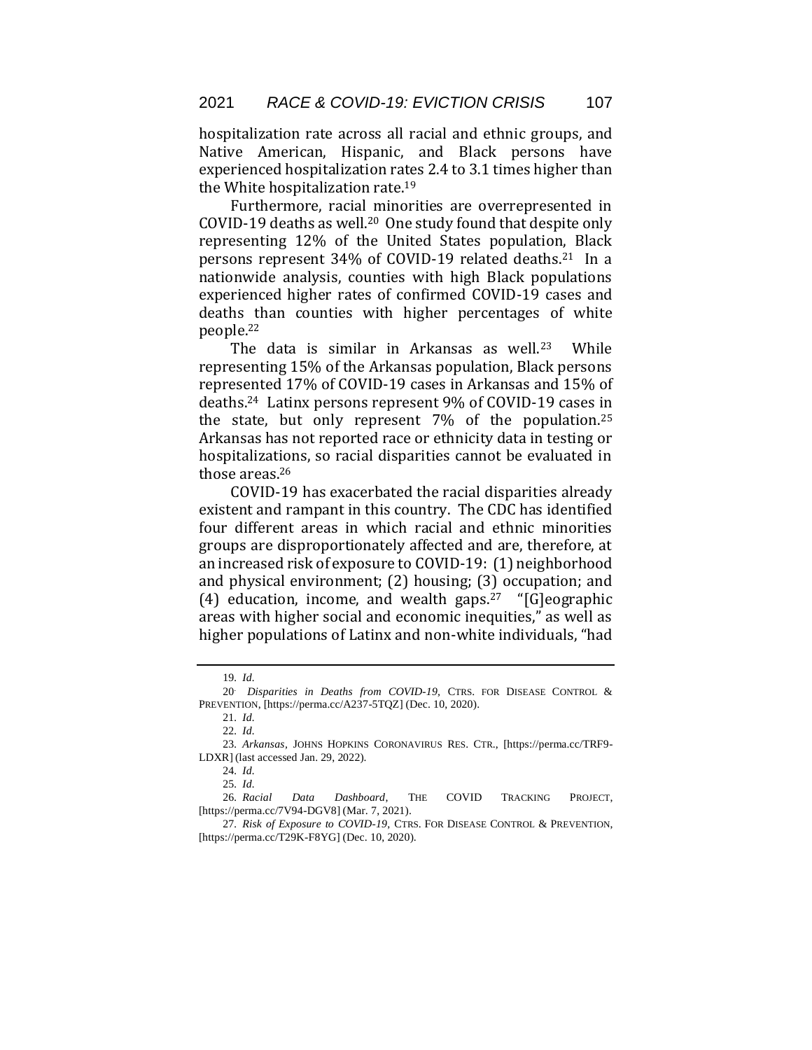hospitalization rate across all racial and ethnic groups, and Native American, Hispanic, and Black persons have experienced hospitalization rates 2.4 to 3.1 times higher than the White hospitalization rate.[19]

Furthermore, racial minorities are overrepresented in COVID-19 deaths as well.[20] One study found that despite only representing 12% of the United States population, Black persons represent 34% of COVID-19 related deaths.[21] In a nationwide analysis, counties with high Black populations experienced higher rates of confirmed COVID-19 cases and deaths than counties with higher percentages of white people.[22]

The data is similar in Arkansas as well.[23] While representing 15% of the Arkansas population, Black persons represented 17% of COVID-19 cases in Arkansas and 15% of deaths.[24] Latinx persons represent 9% of COVID-19 cases in the state, but only represent 7% of the population.[25] Arkansas has not reported race or ethnicity data in testing or hospitalizations, so racial disparities cannot be evaluated in those areas.[26]

COVID-19 has exacerbated the racial disparities already existent and rampant in this country. The CDC has identified four different areas in which racial and ethnic minorities groups are disproportionately affected and are, therefore, at an increased risk of exposure to COVID-19: (1) neighborhood and physical environment; (2) housing; (3) occupation; and (4) education, income, and wealth gaps.[27] "[G]eographic areas with higher social and economic inequities," as well as higher populations of Latinx and non-white individuals, "had

---

19. *Id.*

20. *Disparities in Deaths from COVID-19*, CTRS. FOR DISEASE CONTROL & PREVENTION, [https://perma.cc/A237-5TQZ] (Dec. 10, 2020).

21. *Id.*

22. *Id.*

23. *Arkansas*, JOHNS HOPKINS CORONAVIRUS RES. CTR., [https://perma.cc/TRF9-LDXR] (last accessed Jan. 29, 2022).

24. *Id.*

25. *Id.*

26. *Racial Data Dashboard*, THE COVID TRACKING PROJECT, [https://perma.cc/7V94-DGV8] (Mar. 7, 2021).

27. *Risk of Exposure to COVID-19*, CTRS. FOR DISEASE CONTROL & PREVENTION, [https://perma.cc/T29K-F8YG] (Dec. 10, 2020).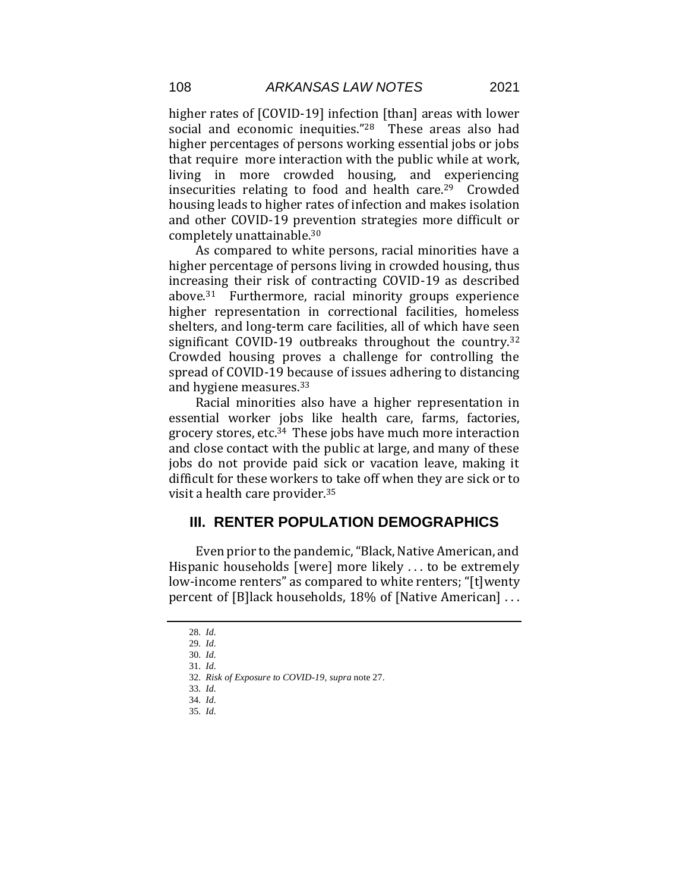higher rates of [COVID-19] infection [than] areas with lower social and economic inequities."[28] These areas also had higher percentages of persons working essential jobs or jobs that require more interaction with the public while at work, living in more crowded housing, and experiencing insecurities relating to food and health care.[29] Crowded housing leads to higher rates of infection and makes isolation and other COVID-19 prevention strategies more difficult or completely unattainable.[30]

As compared to white persons, racial minorities have a higher percentage of persons living in crowded housing, thus increasing their risk of contracting COVID-19 as described above.[31] Furthermore, racial minority groups experience higher representation in correctional facilities, homeless shelters, and long-term care facilities, all of which have seen significant COVID-19 outbreaks throughout the country.[32] Crowded housing proves a challenge for controlling the spread of COVID-19 because of issues adhering to distancing and hygiene measures.[33]

Racial minorities also have a higher representation in essential worker jobs like health care, farms, factories, grocery stores, etc.[34] These jobs have much more interaction and close contact with the public at large, and many of these jobs do not provide paid sick or vacation leave, making it difficult for these workers to take off when they are sick or to visit a health care provider.[35]

## III. RENTER POPULATION DEMOGRAPHICS

Even prior to the pandemic, "Black, Native American, and Hispanic households [were] more likely . . . to be extremely low-income renters" as compared to white renters; "[t]wenty percent of [B]lack households, 18% of [Native American] . . .

---

28. *Id.*
29. *Id.*
30. *Id.*
31. *Id.*
32. *Risk of Exposure to COVID-19*, *supra* note 27.
33. *Id.*
34. *Id.*
35. *Id.*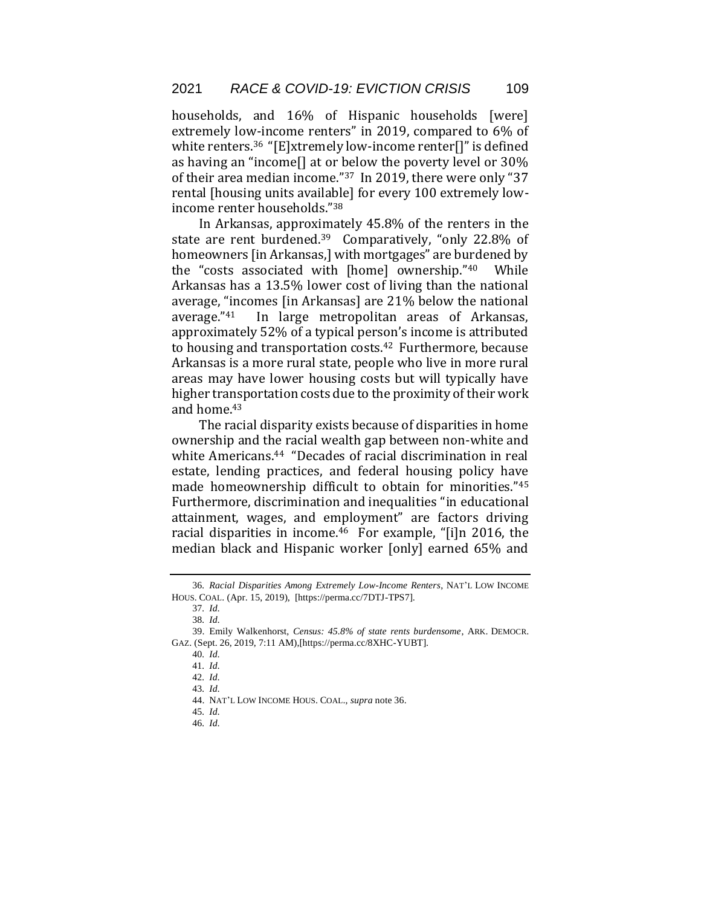households, and 16% of Hispanic households [were] extremely low-income renters" in 2019, compared to 6% of white renters.[36] "[E]xtremely low-income renter[]" is defined as having an "income[] at or below the poverty level or 30% of their area median income."[37] In 2019, there were only "37 rental [housing units available] for every 100 extremely low-income renter households."[38]

In Arkansas, approximately 45.8% of the renters in the state are rent burdened.[39] Comparatively, "only 22.8% of homeowners [in Arkansas,] with mortgages" are burdened by the "costs associated with [home] ownership."[40] While Arkansas has a 13.5% lower cost of living than the national average, "incomes [in Arkansas] are 21% below the national average."[41] In large metropolitan areas of Arkansas, approximately 52% of a typical person's income is attributed to housing and transportation costs.[42] Furthermore, because Arkansas is a more rural state, people who live in more rural areas may have lower housing costs but will typically have higher transportation costs due to the proximity of their work and home.[43]

The racial disparity exists because of disparities in home ownership and the racial wealth gap between non-white and white Americans.[44] "Decades of racial discrimination in real estate, lending practices, and federal housing policy have made homeownership difficult to obtain for minorities."[45] Furthermore, discrimination and inequalities "in educational attainment, wages, and employment" are factors driving racial disparities in income.[46] For example, "[i]n 2016, the median black and Hispanic worker [only] earned 65% and

---

36. *Racial Disparities Among Extremely Low-Income Renters*, NAT'L LOW INCOME HOUS. COAL. (Apr. 15, 2019), [https://perma.cc/7DTJ-TPS7].

37. *Id.*

38. *Id.*

39. Emily Walkenhorst, *Census: 45.8% of state rents burdensome*, ARK. DEMOCR. GAZ. (Sept. 26, 2019, 7:11 AM),[https://perma.cc/8XHC-YUBT].

40. *Id.*

41. *Id.*

42. *Id.*

43. *Id.*

44. NAT'L LOW INCOME HOUS. COAL., *supra* note 36.

45. *Id.*

46. *Id.*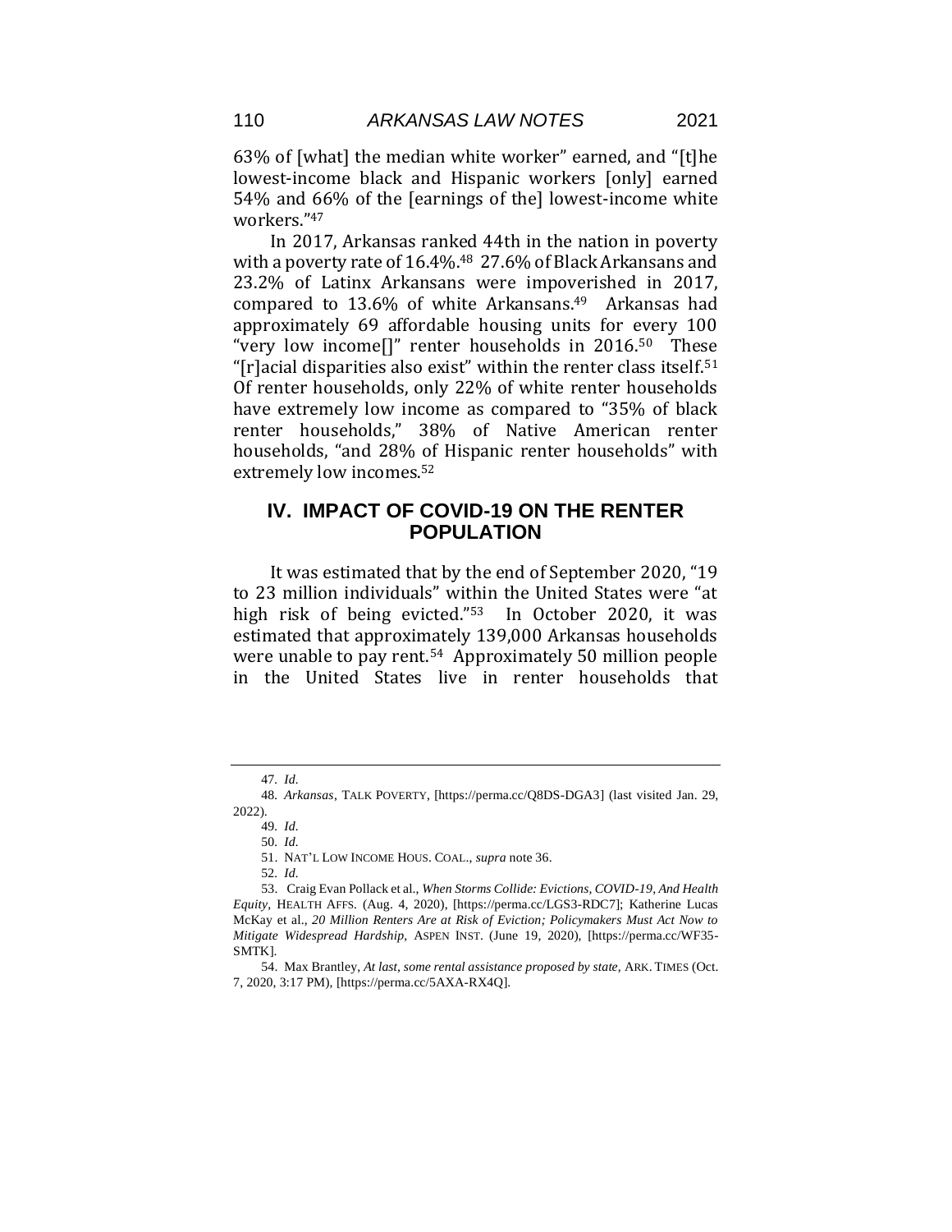63% of [what] the median white worker" earned, and "[t]he lowest-income black and Hispanic workers [only] earned 54% and 66% of the [earnings of the] lowest-income white workers."[47]

In 2017, Arkansas ranked 44th in the nation in poverty with a poverty rate of 16.4%.[48] 27.6% of Black Arkansans and 23.2% of Latinx Arkansans were impoverished in 2017, compared to 13.6% of white Arkansans.[49] Arkansas had approximately 69 affordable housing units for every 100 "very low income[]" renter households in 2016.[50] These "[r]acial disparities also exist" within the renter class itself.[51] Of renter households, only 22% of white renter households have extremely low income as compared to "35% of black renter households," 38% of Native American renter households, "and 28% of Hispanic renter households" with extremely low incomes.[52]

## IV. IMPACT OF COVID-19 ON THE RENTER POPULATION

It was estimated that by the end of September 2020, "19 to 23 million individuals" within the United States were "at high risk of being evicted."[53] In October 2020, it was estimated that approximately 139,000 Arkansas households were unable to pay rent.[54] Approximately 50 million people in the United States live in renter households that

---

47. *Id.*

48. *Arkansas*, TALK POVERTY, [https://perma.cc/Q8DS-DGA3] (last visited Jan. 29, 2022).

49. *Id.*

50. *Id.*

51. NAT'L LOW INCOME HOUS. COAL., *supra* note 36.

52. *Id.*

53. Craig Evan Pollack et al., *When Storms Collide: Evictions, COVID-19, And Health Equity*, HEALTH AFFS. (Aug. 4, 2020), [https://perma.cc/LGS3-RDC7]; Katherine Lucas McKay et al., *20 Million Renters Are at Risk of Eviction; Policymakers Must Act Now to Mitigate Widespread Hardship*, ASPEN INST. (June 19, 2020), [https://perma.cc/WF35-SMTK].

54. Max Brantley, *At last, some rental assistance proposed by state*, ARK. TIMES (Oct. 7, 2020, 3:17 PM), [https://perma.cc/5AXA-RX4Q].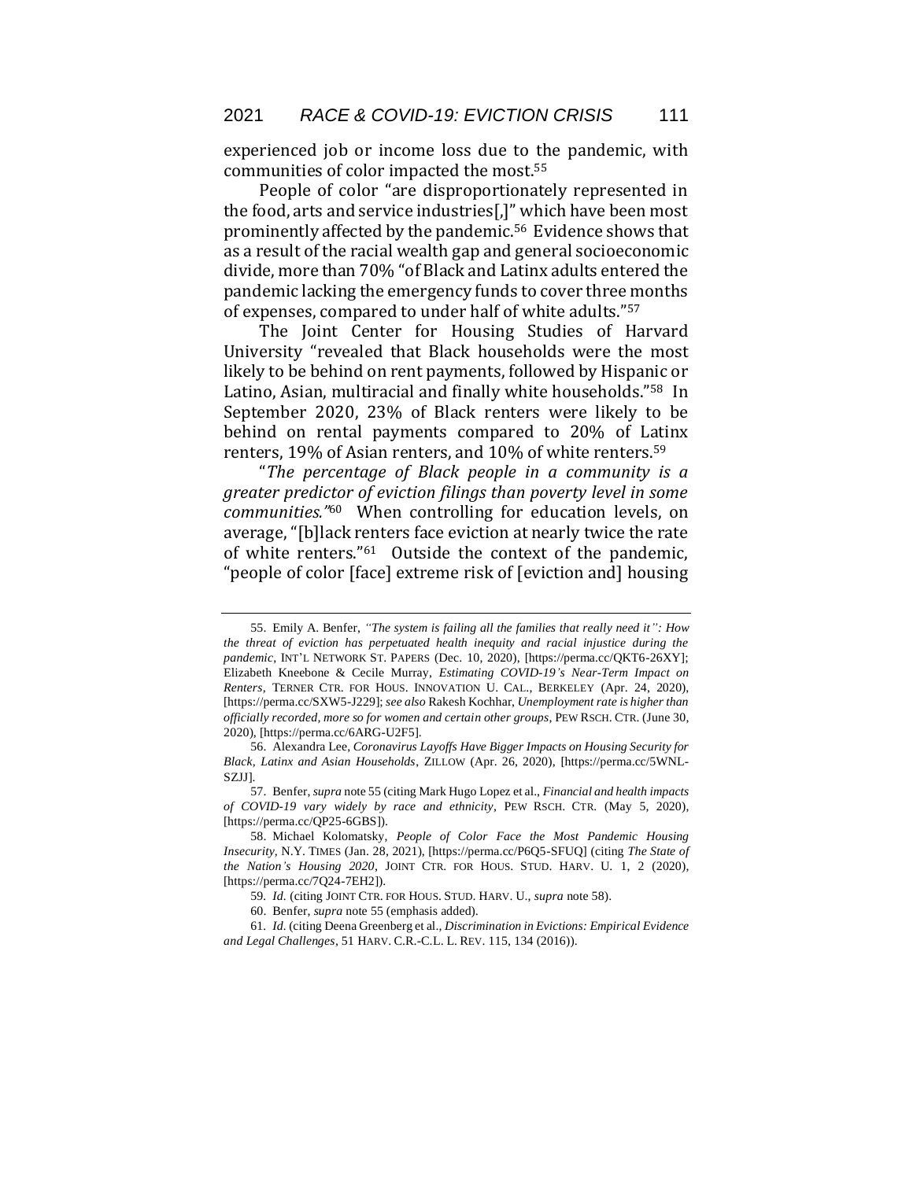experienced job or income loss due to the pandemic, with communities of color impacted the most.[55]

People of color "are disproportionately represented in the food, arts and service industries[,]" which have been most prominently affected by the pandemic.[56] Evidence shows that as a result of the racial wealth gap and general socioeconomic divide, more than 70% "of Black and Latinx adults entered the pandemic lacking the emergency funds to cover three months of expenses, compared to under half of white adults."[57]

The Joint Center for Housing Studies of Harvard University "revealed that Black households were the most likely to be behind on rent payments, followed by Hispanic or Latino, Asian, multiracial and finally white households."[58] In September 2020, 23% of Black renters were likely to be behind on rental payments compared to 20% of Latinx renters, 19% of Asian renters, and 10% of white renters.[59]

"*The percentage of Black people in a community is a greater predictor of eviction filings than poverty level in some communities.*"[60] When controlling for education levels, on average, "[b]lack renters face eviction at nearly twice the rate of white renters."[61] Outside the context of the pandemic, "people of color [face] extreme risk of [eviction and] housing

---

55. Emily A. Benfer, *"The system is failing all the families that really need it": How the threat of eviction has perpetuated health inequity and racial injustice during the pandemic*, INT'L NETWORK ST. PAPERS (Dec. 10, 2020), [https://perma.cc/QKT6-26XY]; Elizabeth Kneebone & Cecile Murray, *Estimating COVID-19's Near-Term Impact on Renters*, TERNER CTR. FOR HOUS. INNOVATION U. CAL., BERKELEY (Apr. 24, 2020), [https://perma.cc/SXW5-J229]; *see also* Rakesh Kochhar, *Unemployment rate is higher than officially recorded, more so for women and certain other groups*, PEW RSCH. CTR. (June 30, 2020), [https://perma.cc/6ARG-U2F5].

56. Alexandra Lee, *Coronavirus Layoffs Have Bigger Impacts on Housing Security for Black, Latinx and Asian Households*, ZILLOW (Apr. 26, 2020), [https://perma.cc/5WNL-SZJJ].

57. Benfer, *supra* note 55 (citing Mark Hugo Lopez et al., *Financial and health impacts of COVID-19 vary widely by race and ethnicity*, PEW RSCH. CTR. (May 5, 2020), [https://perma.cc/QP25-6GBS]).

58. Michael Kolomatsky, *People of Color Face the Most Pandemic Housing Insecurity*, N.Y. TIMES (Jan. 28, 2021), [https://perma.cc/P6Q5-SFUQ] (citing *The State of the Nation's Housing 2020*, JOINT CTR. FOR HOUS. STUD. HARV. U. 1, 2 (2020), [https://perma.cc/7Q24-7EH2]).

59. *Id.* (citing JOINT CTR. FOR HOUS. STUD. HARV. U., *supra* note 58).

60. Benfer, *supra* note 55 (emphasis added).

61. *Id.* (citing Deena Greenberg et al., *Discrimination in Evictions: Empirical Evidence and Legal Challenges*, 51 HARV. C.R.-C.L. L. REV. 115, 134 (2016)).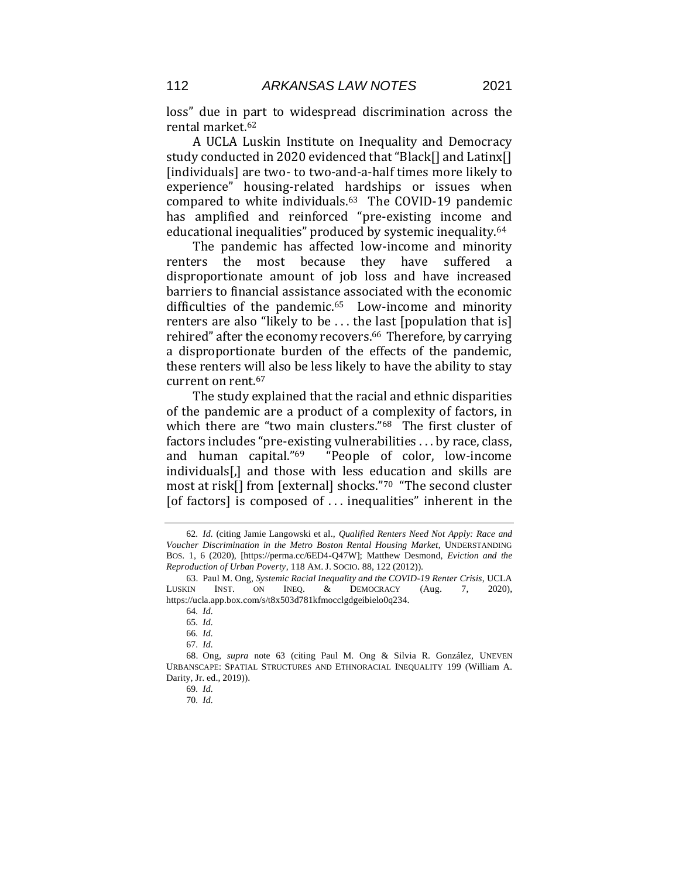loss" due in part to widespread discrimination across the rental market.[62]

A UCLA Luskin Institute on Inequality and Democracy study conducted in 2020 evidenced that "Black[] and Latinx[] [individuals] are two- to two-and-a-half times more likely to experience" housing-related hardships or issues when compared to white individuals.[63] The COVID-19 pandemic has amplified and reinforced "pre-existing income and educational inequalities" produced by systemic inequality.[64]

The pandemic has affected low-income and minority renters the most because they have suffered a disproportionate amount of job loss and have increased barriers to financial assistance associated with the economic difficulties of the pandemic.[65] Low-income and minority renters are also "likely to be . . . the last [population that is] rehired" after the economy recovers.[66] Therefore, by carrying a disproportionate burden of the effects of the pandemic, these renters will also be less likely to have the ability to stay current on rent.[67]

The study explained that the racial and ethnic disparities of the pandemic are a product of a complexity of factors, in which there are "two main clusters."[68] The first cluster of factors includes "pre-existing vulnerabilities . . . by race, class, and human capital."[69] "People of color, low-income individuals[,] and those with less education and skills are most at risk[] from [external] shocks."[70] "The second cluster [of factors] is composed of . . . inequalities" inherent in the

---

62. *Id.* (citing Jamie Langowski et al., *Qualified Renters Need Not Apply: Race and Voucher Discrimination in the Metro Boston Rental Housing Market*, UNDERSTANDING BOS. 1, 6 (2020), [https://perma.cc/6ED4-Q47W]; Matthew Desmond, *Eviction and the Reproduction of Urban Poverty*, 118 AM. J. SOCIO. 88, 122 (2012)).

63. Paul M. Ong, *Systemic Racial Inequality and the COVID-19 Renter Crisis*, UCLA LUSKIN INST. ON INEQ. & DEMOCRACY (Aug. 7, 2020), https://ucla.app.box.com/s/t8x503d781kfmocclgdgeibielo0q234.

64. *Id.*

65. *Id.*

66. *Id.*

67. *Id.*

68. Ong, *supra* note 63 (citing Paul M. Ong & Silvia R. González, UNEVEN URBANSCAPE: SPATIAL STRUCTURES AND ETHNORACIAL INEQUALITY 199 (William A. Darity, Jr. ed., 2019)).

69. *Id.*

70. *Id.*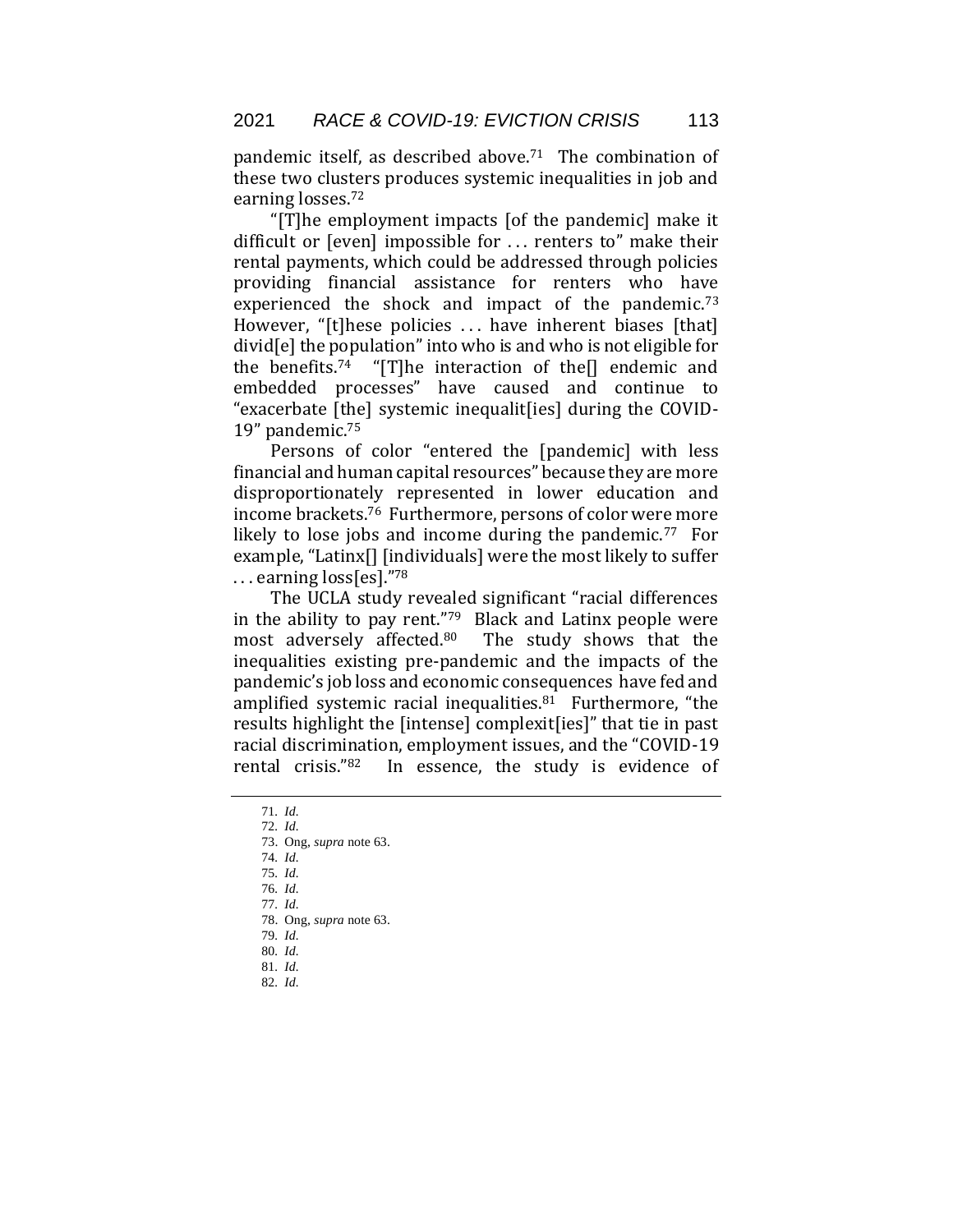pandemic itself, as described above.[71] The combination of these two clusters produces systemic inequalities in job and earning losses.[72]

"[T]he employment impacts [of the pandemic] make it difficult or [even] impossible for . . . renters to" make their rental payments, which could be addressed through policies providing financial assistance for renters who have experienced the shock and impact of the pandemic.[73] However, "[t]hese policies . . . have inherent biases [that] divid[e] the population" into who is and who is not eligible for the benefits.[74] "[T]he interaction of the[] endemic and embedded processes" have caused and continue to "exacerbate [the] systemic inequalit[ies] during the COVID-19" pandemic.[75]

Persons of color "entered the [pandemic] with less financial and human capital resources" because they are more disproportionately represented in lower education and income brackets.[76] Furthermore, persons of color were more likely to lose jobs and income during the pandemic.[77] For example, "Latinx[] [individuals] were the most likely to suffer . . . earning loss[es]."[78]

The UCLA study revealed significant "racial differences in the ability to pay rent."[79] Black and Latinx people were most adversely affected.[80] The study shows that the inequalities existing pre-pandemic and the impacts of the pandemic's job loss and economic consequences have fed and amplified systemic racial inequalities.[81] Furthermore, "the results highlight the [intense] complexit[ies]" that tie in past racial discrimination, employment issues, and the "COVID-19 rental crisis."[82] In essence, the study is evidence of

---

71. *Id.*
72. *Id.*
73. Ong, *supra* note 63.
74. *Id.*
75. *Id.*
76. *Id.*
77. *Id.*
78. Ong, *supra* note 63.
79. *Id.*
80. *Id.*
81. *Id.*
82. *Id.*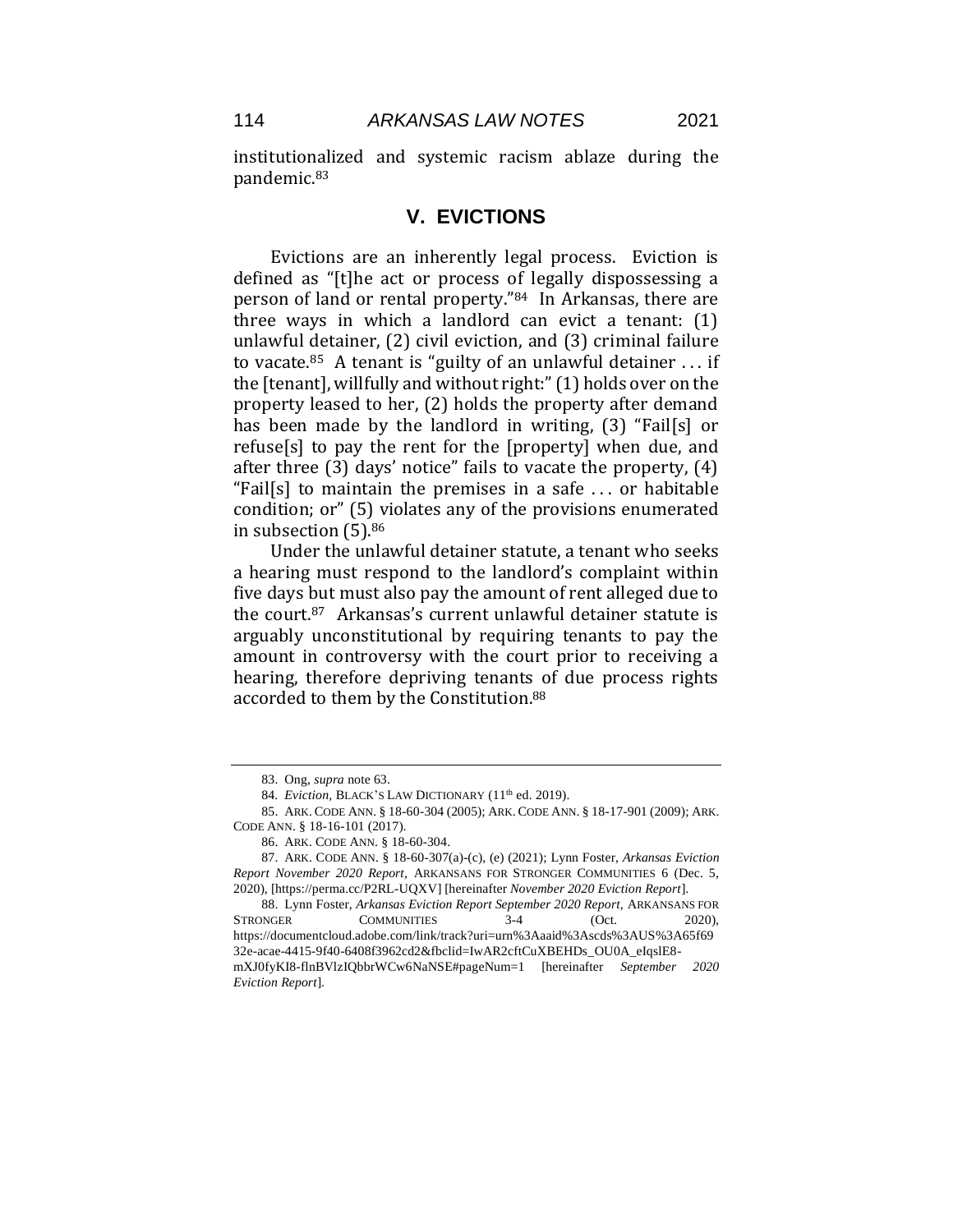institutionalized and systemic racism ablaze during the pandemic.[83]

## V. EVICTIONS

Evictions are an inherently legal process. Eviction is defined as "[t]he act or process of legally dispossessing a person of land or rental property."[84] In Arkansas, there are three ways in which a landlord can evict a tenant: (1) unlawful detainer, (2) civil eviction, and (3) criminal failure to vacate.[85] A tenant is "guilty of an unlawful detainer . . . if the [tenant], willfully and without right:" (1) holds over on the property leased to her, (2) holds the property after demand has been made by the landlord in writing, (3) "Fail[s] or refuse[s] to pay the rent for the [property] when due, and after three (3) days' notice" fails to vacate the property, (4) "Fail[s] to maintain the premises in a safe . . . or habitable condition; or" (5) violates any of the provisions enumerated in subsection (5).[86]

Under the unlawful detainer statute, a tenant who seeks a hearing must respond to the landlord's complaint within five days but must also pay the amount of rent alleged due to the court.[87] Arkansas's current unlawful detainer statute is arguably unconstitutional by requiring tenants to pay the amount in controversy with the court prior to receiving a hearing, therefore depriving tenants of due process rights accorded to them by the Constitution.[88]

---

83. Ong, *supra* note 63.

84. *Eviction*, BLACK'S LAW DICTIONARY (11th ed. 2019).

85. ARK. CODE ANN. § 18-60-304 (2005); ARK. CODE ANN. § 18-17-901 (2009); ARK. CODE ANN. § 18-16-101 (2017).

86. ARK. CODE ANN. § 18-60-304.

87. ARK. CODE ANN. § 18-60-307(a)-(c), (e) (2021); Lynn Foster, *Arkansas Eviction Report November 2020 Report*, ARKANSANS FOR STRONGER COMMUNITIES 6 (Dec. 5, 2020), [https://perma.cc/P2RL-UQXV] [hereinafter *November 2020 Eviction Report*].

88. Lynn Foster, *Arkansas Eviction Report September 2020 Report*, ARKANSANS FOR STRONGER COMMUNITIES 3-4 (Oct. 2020), https://documentcloud.adobe.com/link/track?uri=urn%3Aaaid%3Ascds%3AUS%3A65f6932e-acae-4415-9f40-6408f3962cd2&fbclid=IwAR2cftCuXBEHDs_OU0A_eIqslE8-mXJ0fyKI8-flnBVlzIQbbrWCw6NaNSE#pageNum=1 [hereinafter *September 2020 Eviction Report*].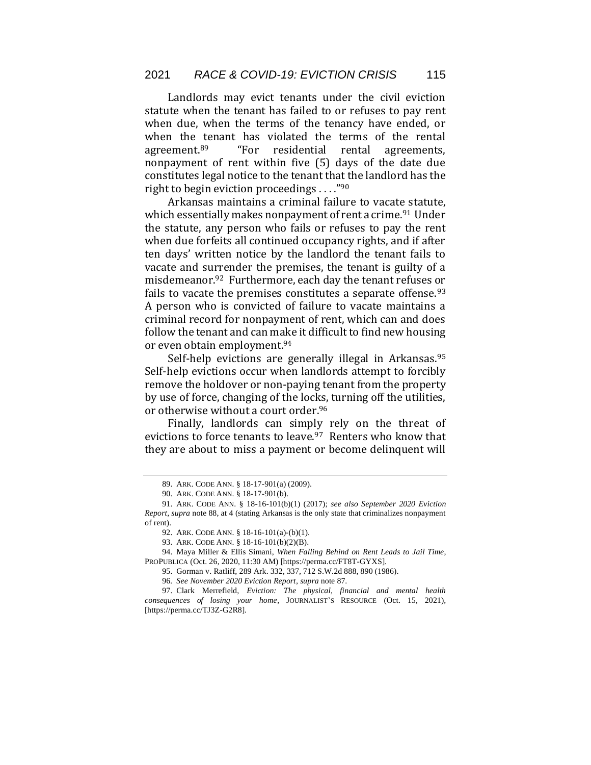Landlords may evict tenants under the civil eviction statute when the tenant has failed to or refuses to pay rent when due, when the terms of the tenancy have ended, or when the tenant has violated the terms of the rental agreement.[89] "For residential rental agreements, nonpayment of rent within five (5) days of the date due constitutes legal notice to the tenant that the landlord has the right to begin eviction proceedings . . . ."[90]

Arkansas maintains a criminal failure to vacate statute, which essentially makes nonpayment of rent a crime.[91] Under the statute, any person who fails or refuses to pay the rent when due forfeits all continued occupancy rights, and if after ten days' written notice by the landlord the tenant fails to vacate and surrender the premises, the tenant is guilty of a misdemeanor.[92] Furthermore, each day the tenant refuses or fails to vacate the premises constitutes a separate offense.[93] A person who is convicted of failure to vacate maintains a criminal record for nonpayment of rent, which can and does follow the tenant and can make it difficult to find new housing or even obtain employment.[94]

Self-help evictions are generally illegal in Arkansas.[95] Self-help evictions occur when landlords attempt to forcibly remove the holdover or non-paying tenant from the property by use of force, changing of the locks, turning off the utilities, or otherwise without a court order.[96]

Finally, landlords can simply rely on the threat of evictions to force tenants to leave.[97] Renters who know that they are about to miss a payment or become delinquent will

---

89. ARK. CODE ANN. § 18-17-901(a) (2009).

90. ARK. CODE ANN. § 18-17-901(b).

91. ARK. CODE ANN. § 18-16-101(b)(1) (2017); *see also September 2020 Eviction Report*, *supra* note 88, at 4 (stating Arkansas is the only state that criminalizes nonpayment of rent).

92. ARK. CODE ANN. § 18-16-101(a)-(b)(1).

93. ARK. CODE ANN. § 18-16-101(b)(2)(B).

94. Maya Miller & Ellis Simani, *When Falling Behind on Rent Leads to Jail Time*, PROPUBLICA (Oct. 26, 2020, 11:30 AM) [https://perma.cc/FT8T-GYXS].

95. Gorman v. Ratliff, 289 Ark. 332, 337, 712 S.W.2d 888, 890 (1986).

96. *See November 2020 Eviction Report*, *supra* note 87.

97. Clark Merrefield, *Eviction: The physical, financial and mental health consequences of losing your home*, JOURNALIST'S RESOURCE (Oct. 15, 2021), [https://perma.cc/TJ3Z-G2R8].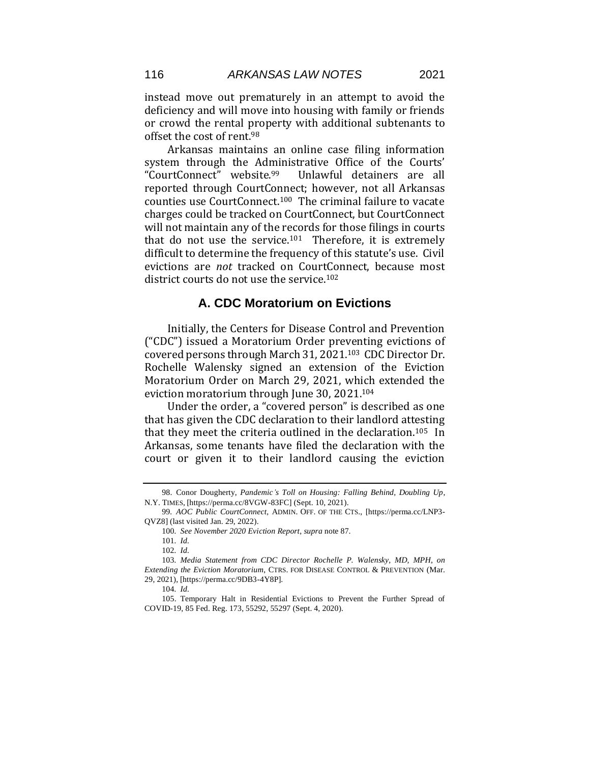instead move out prematurely in an attempt to avoid the deficiency and will move into housing with family or friends or crowd the rental property with additional subtenants to offset the cost of rent.[98]

Arkansas maintains an online case filing information system through the Administrative Office of the Courts' "CourtConnect" website.[99] Unlawful detainers are all reported through CourtConnect; however, not all Arkansas counties use CourtConnect.[100] The criminal failure to vacate charges could be tracked on CourtConnect, but CourtConnect will not maintain any of the records for those filings in courts that do not use the service.[101] Therefore, it is extremely difficult to determine the frequency of this statute's use. Civil evictions are *not* tracked on CourtConnect, because most district courts do not use the service.[102]

## A. CDC Moratorium on Evictions

Initially, the Centers for Disease Control and Prevention ("CDC") issued a Moratorium Order preventing evictions of covered persons through March 31, 2021.[103] CDC Director Dr. Rochelle Walensky signed an extension of the Eviction Moratorium Order on March 29, 2021, which extended the eviction moratorium through June 30, 2021.[104]

Under the order, a "covered person" is described as one that has given the CDC declaration to their landlord attesting that they meet the criteria outlined in the declaration.[105] In Arkansas, some tenants have filed the declaration with the court or given it to their landlord causing the eviction

---

98. Conor Dougherty, *Pandemic's Toll on Housing: Falling Behind, Doubling Up*, N.Y. TIMES, [https://perma.cc/8VGW-83FC] (Sept. 10, 2021).

99. *AOC Public CourtConnect*, ADMIN. OFF. OF THE CTS., [https://perma.cc/LNP3-QVZ8] (last visited Jan. 29, 2022).

100. *See November 2020 Eviction Report*, *supra* note 87.

101. *Id.*

102. *Id.*

103. *Media Statement from CDC Director Rochelle P. Walensky, MD, MPH, on Extending the Eviction Moratorium*, CTRS. FOR DISEASE CONTROL & PREVENTION (Mar. 29, 2021), [https://perma.cc/9DB3-4Y8P].

104. *Id.*

105. Temporary Halt in Residential Evictions to Prevent the Further Spread of COVID-19, 85 Fed. Reg. 173, 55292, 55297 (Sept. 4, 2020).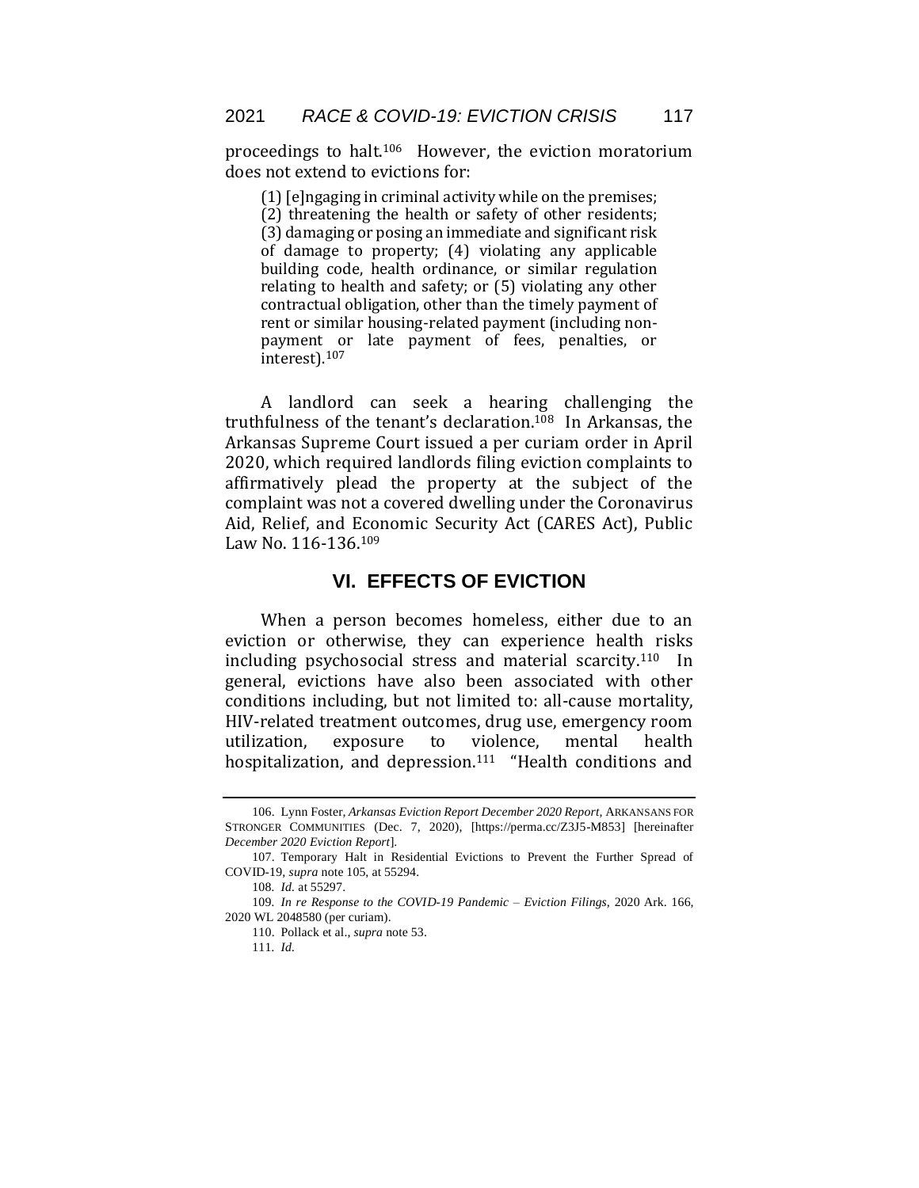proceedings to halt.[106] However, the eviction moratorium does not extend to evictions for:

> (1) [e]ngaging in criminal activity while on the premises; (2) threatening the health or safety of other residents; (3) damaging or posing an immediate and significant risk of damage to property; (4) violating any applicable building code, health ordinance, or similar regulation relating to health and safety; or (5) violating any other contractual obligation, other than the timely payment of rent or similar housing-related payment (including non-payment or late payment of fees, penalties, or interest).[107]

A landlord can seek a hearing challenging the truthfulness of the tenant's declaration.[108] In Arkansas, the Arkansas Supreme Court issued a per curiam order in April 2020, which required landlords filing eviction complaints to affirmatively plead the property at the subject of the complaint was not a covered dwelling under the Coronavirus Aid, Relief, and Economic Security Act (CARES Act), Public Law No. 116-136.[109]

## VI. EFFECTS OF EVICTION

When a person becomes homeless, either due to an eviction or otherwise, they can experience health risks including psychosocial stress and material scarcity.[110] In general, evictions have also been associated with other conditions including, but not limited to: all-cause mortality, HIV-related treatment outcomes, drug use, emergency room utilization, exposure to violence, mental health hospitalization, and depression.[111] "Health conditions and

---

106. Lynn Foster, *Arkansas Eviction Report December 2020 Report*, ARKANSANS FOR STRONGER COMMUNITIES (Dec. 7, 2020), [https://perma.cc/Z3J5-M853] [hereinafter *December 2020 Eviction Report*].

107. Temporary Halt in Residential Evictions to Prevent the Further Spread of COVID-19, *supra* note 105, at 55294.

108. *Id.* at 55297.

109. *In re Response to the COVID-19 Pandemic – Eviction Filings*, 2020 Ark. 166, 2020 WL 2048580 (per curiam).

110. Pollack et al., *supra* note 53.

111. *Id.*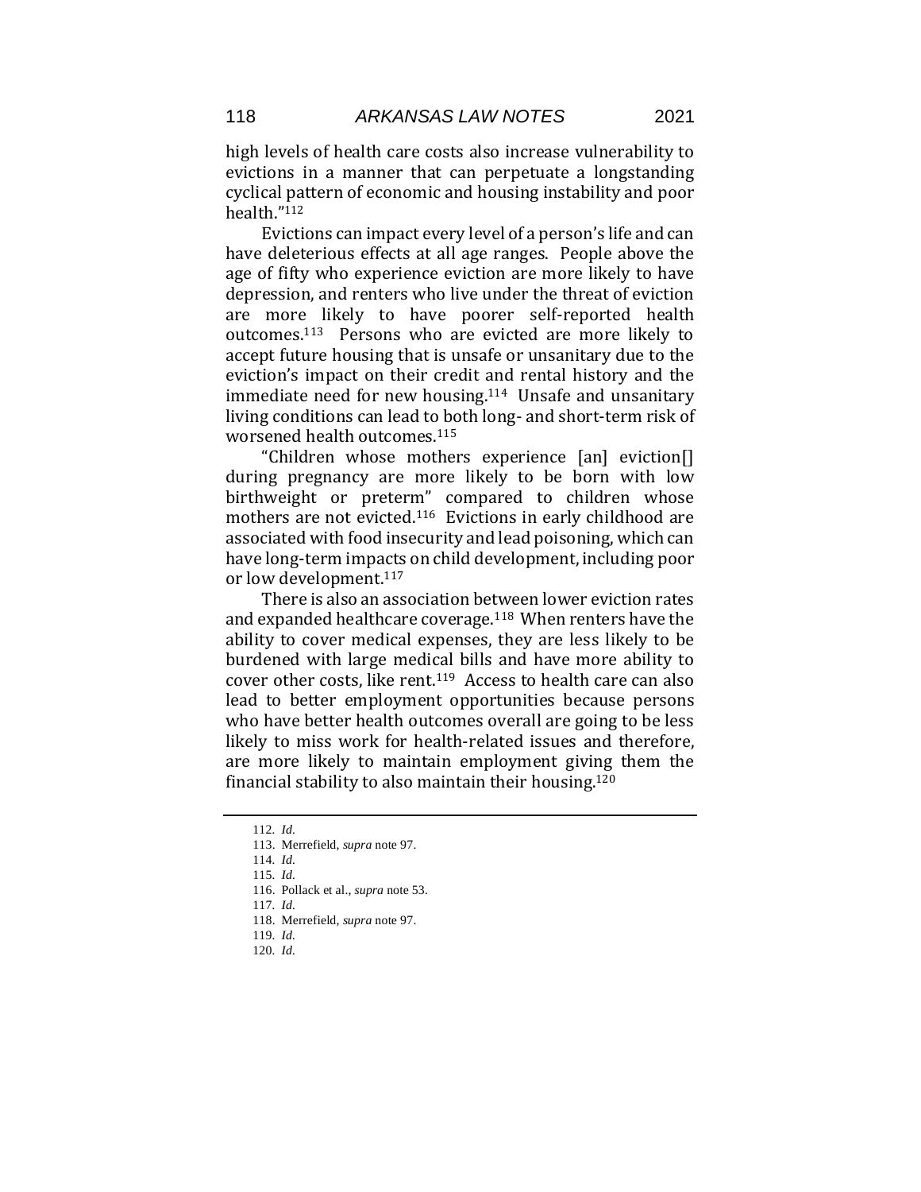high levels of health care costs also increase vulnerability to evictions in a manner that can perpetuate a longstanding cyclical pattern of economic and housing instability and poor health."[112]

Evictions can impact every level of a person's life and can have deleterious effects at all age ranges. People above the age of fifty who experience eviction are more likely to have depression, and renters who live under the threat of eviction are more likely to have poorer self-reported health outcomes.[113] Persons who are evicted are more likely to accept future housing that is unsafe or unsanitary due to the eviction's impact on their credit and rental history and the immediate need for new housing.[114] Unsafe and unsanitary living conditions can lead to both long- and short-term risk of worsened health outcomes.[115]

"Children whose mothers experience [an] eviction[] during pregnancy are more likely to be born with low birthweight or preterm" compared to children whose mothers are not evicted.[116] Evictions in early childhood are associated with food insecurity and lead poisoning, which can have long-term impacts on child development, including poor or low development.[117]

There is also an association between lower eviction rates and expanded healthcare coverage.[118] When renters have the ability to cover medical expenses, they are less likely to be burdened with large medical bills and have more ability to cover other costs, like rent.[119] Access to health care can also lead to better employment opportunities because persons who have better health outcomes overall are going to be less likely to miss work for health-related issues and therefore, are more likely to maintain employment giving them the financial stability to also maintain their housing.[120]

---

112. *Id.*

113. Merrefield, *supra* note 97.

114. *Id.*

115. *Id.*

116. Pollack et al., *supra* note 53.

117. *Id.*

118. Merrefield, *supra* note 97.

119. *Id.*

120. *Id.*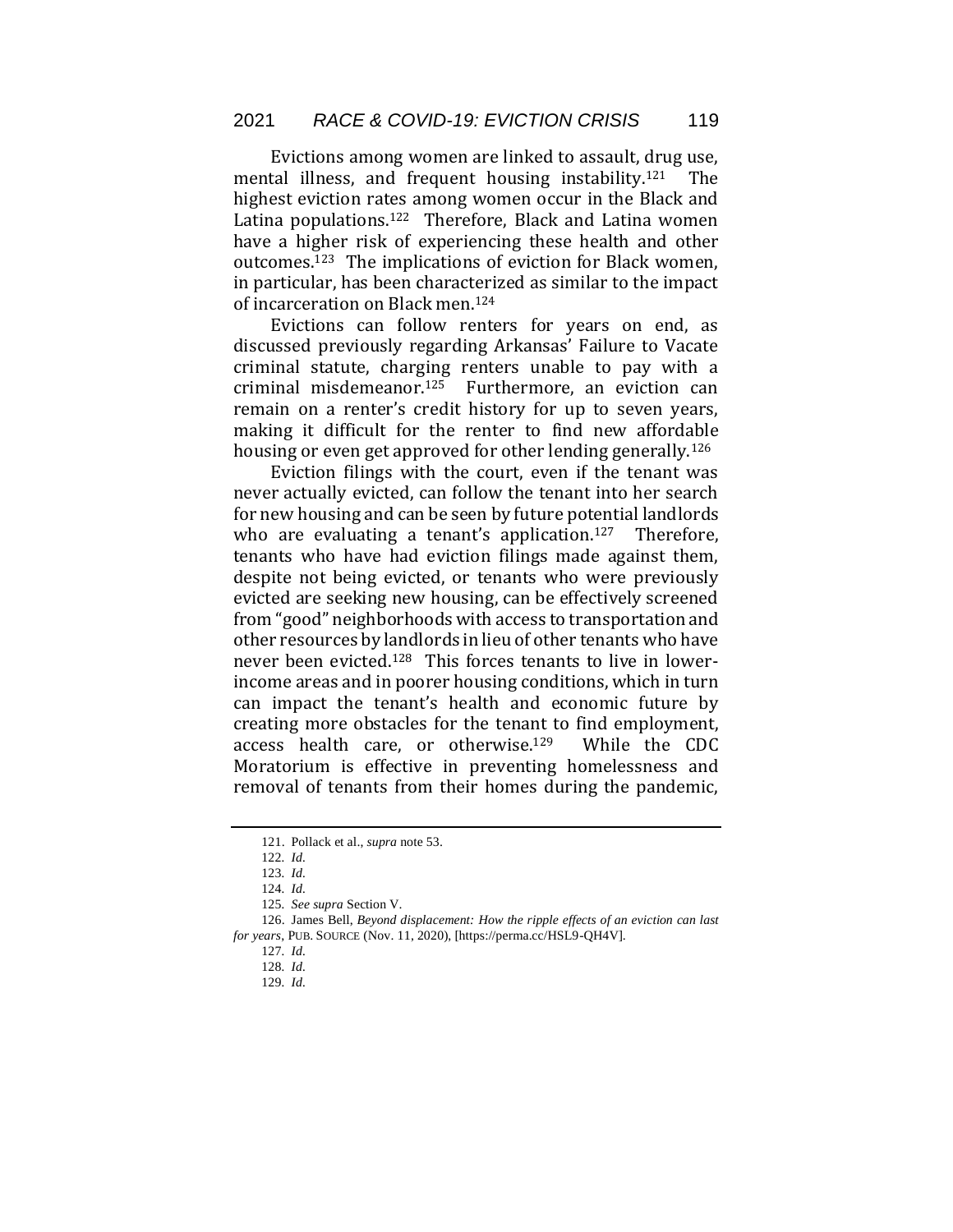Evictions among women are linked to assault, drug use, mental illness, and frequent housing instability.[121] The highest eviction rates among women occur in the Black and Latina populations.[122] Therefore, Black and Latina women have a higher risk of experiencing these health and other outcomes.[123] The implications of eviction for Black women, in particular, has been characterized as similar to the impact of incarceration on Black men.[124]

Evictions can follow renters for years on end, as discussed previously regarding Arkansas' Failure to Vacate criminal statute, charging renters unable to pay with a criminal misdemeanor.[125] Furthermore, an eviction can remain on a renter's credit history for up to seven years, making it difficult for the renter to find new affordable housing or even get approved for other lending generally.[126]

Eviction filings with the court, even if the tenant was never actually evicted, can follow the tenant into her search for new housing and can be seen by future potential landlords who are evaluating a tenant's application.[127] Therefore, tenants who have had eviction filings made against them, despite not being evicted, or tenants who were previously evicted are seeking new housing, can be effectively screened from "good" neighborhoods with access to transportation and other resources by landlords in lieu of other tenants who have never been evicted.[128] This forces tenants to live in lower-income areas and in poorer housing conditions, which in turn can impact the tenant's health and economic future by creating more obstacles for the tenant to find employment, access health care, or otherwise.[129] While the CDC Moratorium is effective in preventing homelessness and removal of tenants from their homes during the pandemic,

---

121. Pollack et al., *supra* note 53.

122. *Id.*

123. *Id.*

124. *Id.*

125. *See supra* Section V.

126. James Bell, *Beyond displacement: How the ripple effects of an eviction can last for years*, PUB. SOURCE (Nov. 11, 2020), [https://perma.cc/HSL9-QH4V].

127. *Id.*

128. *Id.*

129. *Id.*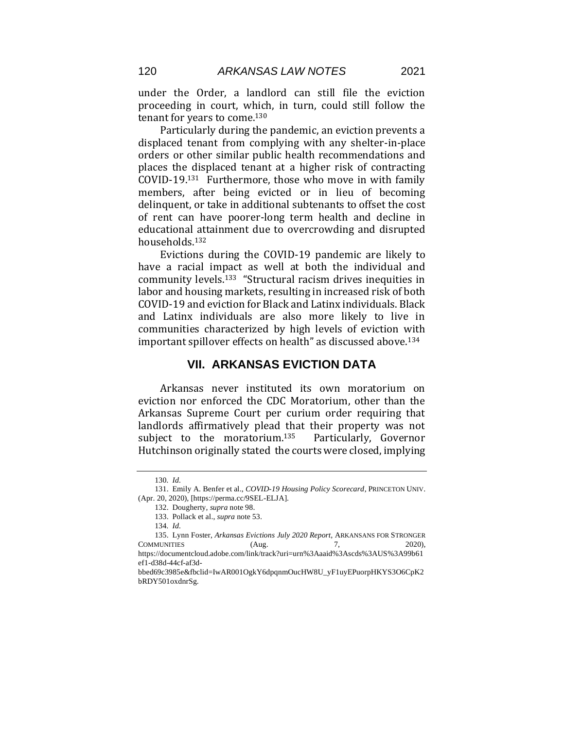under the Order, a landlord can still file the eviction proceeding in court, which, in turn, could still follow the tenant for years to come.[130]

Particularly during the pandemic, an eviction prevents a displaced tenant from complying with any shelter-in-place orders or other similar public health recommendations and places the displaced tenant at a higher risk of contracting COVID-19.[131] Furthermore, those who move in with family members, after being evicted or in lieu of becoming delinquent, or take in additional subtenants to offset the cost of rent can have poorer-long term health and decline in educational attainment due to overcrowding and disrupted households.[132]

Evictions during the COVID-19 pandemic are likely to have a racial impact as well at both the individual and community levels.[133] "Structural racism drives inequities in labor and housing markets, resulting in increased risk of both COVID-19 and eviction for Black and Latinx individuals. Black and Latinx individuals are also more likely to live in communities characterized by high levels of eviction with important spillover effects on health" as discussed above.[134]

## VII. ARKANSAS EVICTION DATA

Arkansas never instituted its own moratorium on eviction nor enforced the CDC Moratorium, other than the Arkansas Supreme Court per curium order requiring that landlords affirmatively plead that their property was not subject to the moratorium.[135] Particularly, Governor Hutchinson originally stated the courts were closed, implying

---

130. *Id.*

131. Emily A. Benfer et al., *COVID-19 Housing Policy Scorecard*, PRINCETON UNIV. (Apr. 20, 2020), [https://perma.cc/9SEL-ELJA].

132. Dougherty, *supra* note 98.

133. Pollack et al., *supra* note 53.

134. *Id.*

135. Lynn Foster, *Arkansas Evictions July 2020 Report*, ARKANSANS FOR STRONGER COMMUNITIES (Aug. 7, 2020), https://documentcloud.adobe.com/link/track?uri=urn%3Aaaid%3Ascds%3AUS%3A99b61ef1-d38d-44cf-af3d-bbed69c3985e&fbclid=IwAR001OgkY6dpqnmOucHW8U_yF1uyEPuorpHKYS3O6CpK2bRDY501oxdnrSg.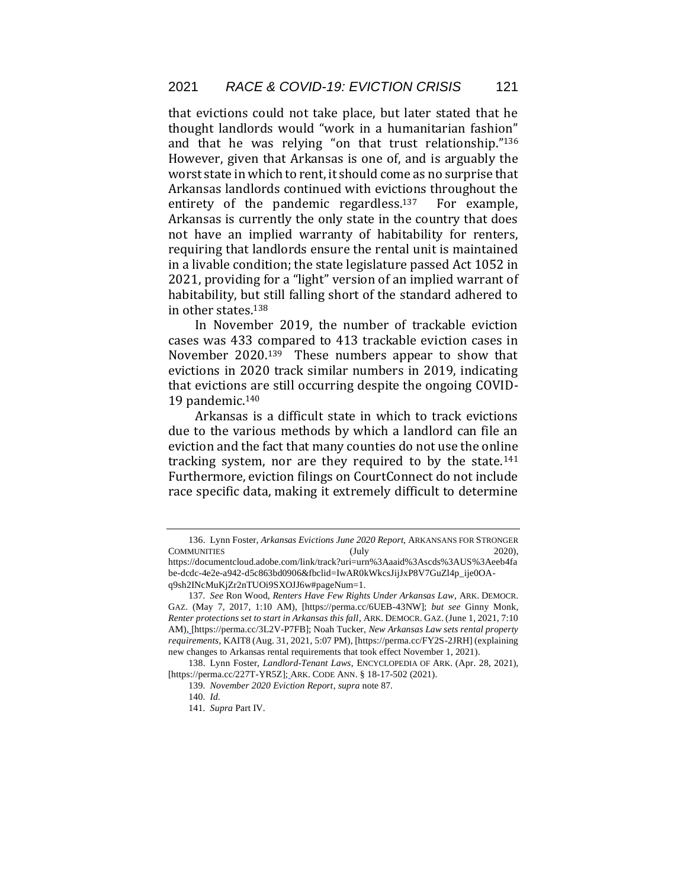that evictions could not take place, but later stated that he thought landlords would "work in a humanitarian fashion" and that he was relying "on that trust relationship."[136] However, given that Arkansas is one of, and is arguably the worst state in which to rent, it should come as no surprise that Arkansas landlords continued with evictions throughout the entirety of the pandemic regardless.[137] For example, Arkansas is currently the only state in the country that does not have an implied warranty of habitability for renters, requiring that landlords ensure the rental unit is maintained in a livable condition; the state legislature passed Act 1052 in 2021, providing for a "light" version of an implied warrant of habitability, but still falling short of the standard adhered to in other states.[138]

In November 2019, the number of trackable eviction cases was 433 compared to 413 trackable eviction cases in November 2020.[139] These numbers appear to show that evictions in 2020 track similar numbers in 2019, indicating that evictions are still occurring despite the ongoing COVID-19 pandemic.[140]

Arkansas is a difficult state in which to track evictions due to the various methods by which a landlord can file an eviction and the fact that many counties do not use the online tracking system, nor are they required to by the state.[141] Furthermore, eviction filings on CourtConnect do not include race specific data, making it extremely difficult to determine

---

136. Lynn Foster, *Arkansas Evictions June 2020 Report*, ARKANSANS FOR STRONGER COMMUNITIES (July 2020), https://documentcloud.adobe.com/link/track?uri=urn%3Aaaid%3Ascds%3AUS%3Aeeb4fabe-dcdc-4e2e-a942-d5c863bd0906&fbclid=IwAR0kWkcsJijJxP8V7GuZl4p_ije0OA-q9sh2INcMuKjZr2nTUOi9SXOJJ6w#pageNum=1.

137. *See* Ron Wood, *Renters Have Few Rights Under Arkansas Law*, ARK. DEMOCR. GAZ. (May 7, 2017, 1:10 AM), [https://perma.cc/6UEB-43NW]; *but see* Ginny Monk, *Renter protections set to start in Arkansas this fall*, ARK. DEMOCR. GAZ. (June 1, 2021, 7:10 AM), [https://perma.cc/3L2V-P7FB]; Noah Tucker, *New Arkansas Law sets rental property requirements*, KAIT8 (Aug. 31, 2021, 5:07 PM), [https://perma.cc/FY2S-2JRH] (explaining new changes to Arkansas rental requirements that took effect November 1, 2021).

138. Lynn Foster, *Landlord-Tenant Laws*, ENCYCLOPEDIA OF ARK. (Apr. 28, 2021), [https://perma.cc/227T-YR5Z]; ARK. CODE ANN. § 18-17-502 (2021).

139. *November 2020 Eviction Report*, *supra* note 87.

140. *Id.*

141. *Supra* Part IV.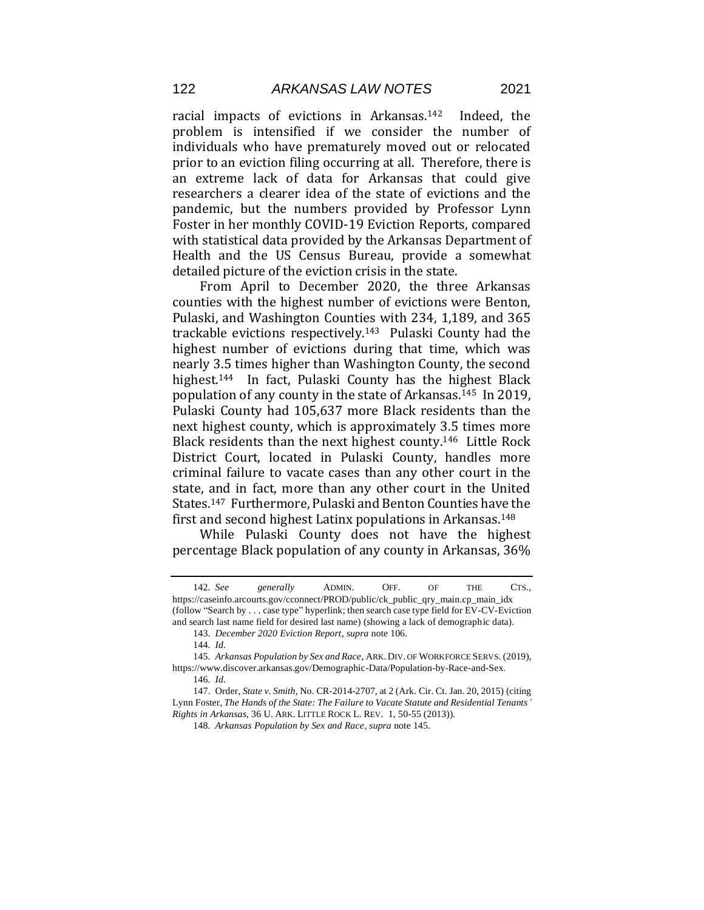racial impacts of evictions in Arkansas.[142] Indeed, the problem is intensified if we consider the number of individuals who have prematurely moved out or relocated prior to an eviction filing occurring at all. Therefore, there is an extreme lack of data for Arkansas that could give researchers a clearer idea of the state of evictions and the pandemic, but the numbers provided by Professor Lynn Foster in her monthly COVID-19 Eviction Reports, compared with statistical data provided by the Arkansas Department of Health and the US Census Bureau, provide a somewhat detailed picture of the eviction crisis in the state.

From April to December 2020, the three Arkansas counties with the highest number of evictions were Benton, Pulaski, and Washington Counties with 234, 1,189, and 365 trackable evictions respectively.[143] Pulaski County had the highest number of evictions during that time, which was nearly 3.5 times higher than Washington County, the second highest.[144] In fact, Pulaski County has the highest Black population of any county in the state of Arkansas.[145] In 2019, Pulaski County had 105,637 more Black residents than the next highest county, which is approximately 3.5 times more Black residents than the next highest county.[146] Little Rock District Court, located in Pulaski County, handles more criminal failure to vacate cases than any other court in the state, and in fact, more than any other court in the United States.[147] Furthermore, Pulaski and Benton Counties have the first and second highest Latinx populations in Arkansas.[148]

While Pulaski County does not have the highest percentage Black population of any county in Arkansas, 36%

---

142. *See generally* ADMIN. OFF. OF THE CTS., https://caseinfo.arcourts.gov/cconnect/PROD/public/ck_public_qry_main.cp_main_idx (follow "Search by . . . case type" hyperlink; then search case type field for EV-CV-Eviction and search last name field for desired last name) (showing a lack of demographic data).

143. *December 2020 Eviction Report*, *supra* note 106.

144. *Id.*

145. *Arkansas Population by Sex and Race*, ARK. DIV. OF WORKFORCE SERVS. (2019), https://www.discover.arkansas.gov/Demographic-Data/Population-by-Race-and-Sex.

146. *Id.*

147. Order, *State v. Smith*, No. CR-2014-2707, at 2 (Ark. Cir. Ct. Jan. 20, 2015) (citing Lynn Foster, *The Hands of the State: The Failure to Vacate Statute and Residential Tenants' Rights in Arkansas*, 36 U. ARK. LITTLE ROCK L. REV. 1, 50-55 (2013)).

148. *Arkansas Population by Sex and Race*, *supra* note 145.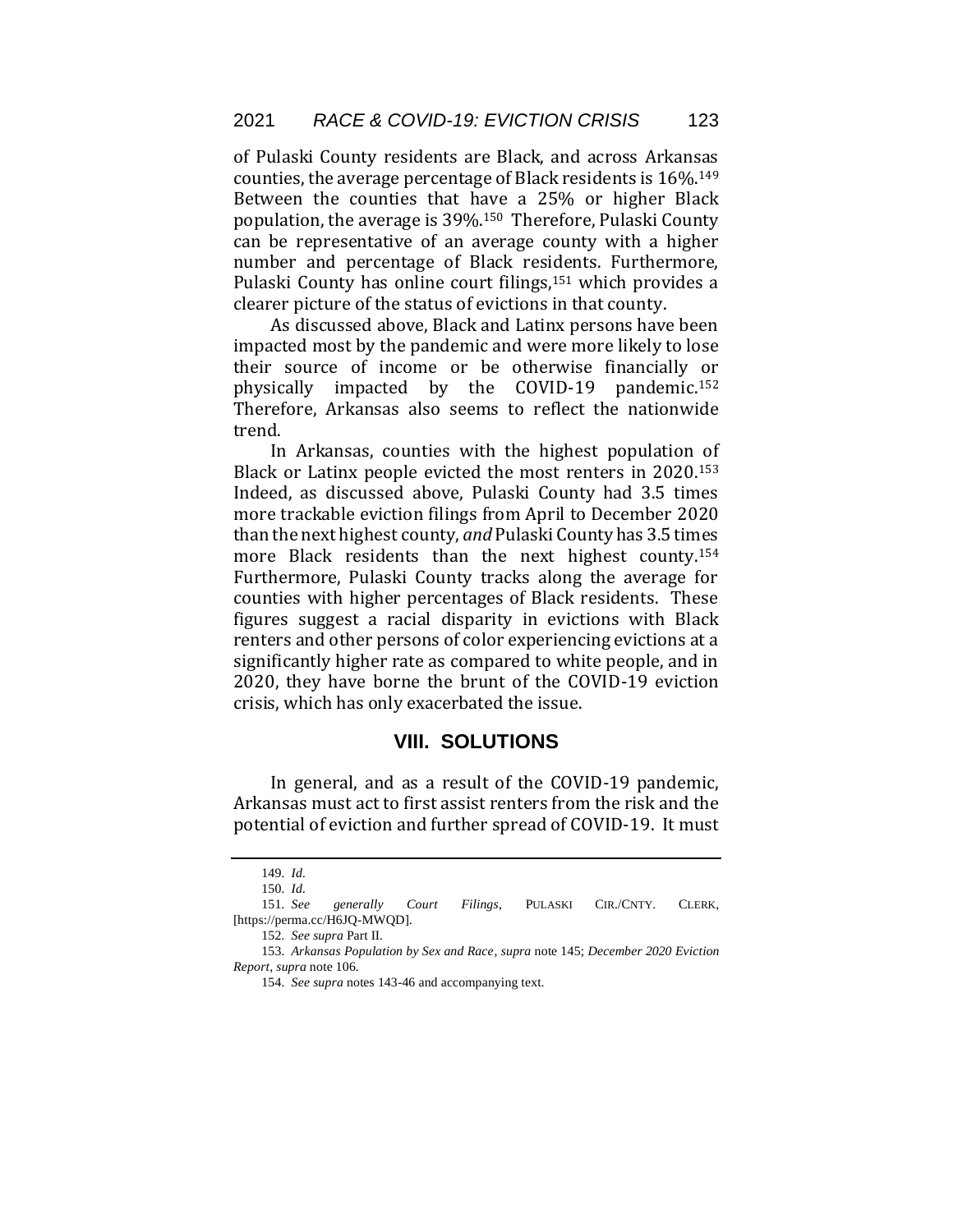of Pulaski County residents are Black, and across Arkansas counties, the average percentage of Black residents is 16%.[149] Between the counties that have a 25% or higher Black population, the average is 39%.[150] Therefore, Pulaski County can be representative of an average county with a higher number and percentage of Black residents. Furthermore, Pulaski County has online court filings,[151] which provides a clearer picture of the status of evictions in that county.

As discussed above, Black and Latinx persons have been impacted most by the pandemic and were more likely to lose their source of income or be otherwise financially or physically impacted by the COVID-19 pandemic.[152] Therefore, Arkansas also seems to reflect the nationwide trend.

In Arkansas, counties with the highest population of Black or Latinx people evicted the most renters in 2020.[153] Indeed, as discussed above, Pulaski County had 3.5 times more trackable eviction filings from April to December 2020 than the next highest county, *and* Pulaski County has 3.5 times more Black residents than the next highest county.[154] Furthermore, Pulaski County tracks along the average for counties with higher percentages of Black residents. These figures suggest a racial disparity in evictions with Black renters and other persons of color experiencing evictions at a significantly higher rate as compared to white people, and in 2020, they have borne the brunt of the COVID-19 eviction crisis, which has only exacerbated the issue.

## VIII. SOLUTIONS

In general, and as a result of the COVID-19 pandemic, Arkansas must act to first assist renters from the risk and the potential of eviction and further spread of COVID-19. It must

---

149. *Id.*

150. *Id.*

151. *See generally Court Filings*, PULASKI CIR./CNTY. CLERK, [https://perma.cc/H6JQ-MWQD].

152. *See supra* Part II.

153. *Arkansas Population by Sex and Race*, *supra* note 145; *December 2020 Eviction Report*, *supra* note 106.

154. *See supra* notes 143-46 and accompanying text.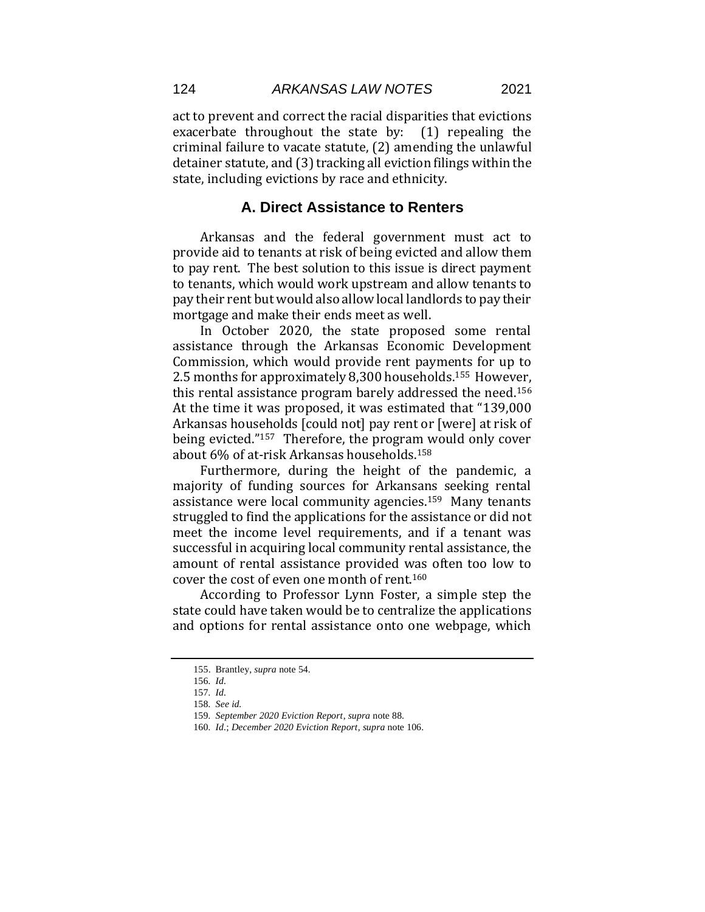act to prevent and correct the racial disparities that evictions exacerbate throughout the state by: (1) repealing the criminal failure to vacate statute, (2) amending the unlawful detainer statute, and (3) tracking all eviction filings within the state, including evictions by race and ethnicity.

## A. Direct Assistance to Renters

Arkansas and the federal government must act to provide aid to tenants at risk of being evicted and allow them to pay rent. The best solution to this issue is direct payment to tenants, which would work upstream and allow tenants to pay their rent but would also allow local landlords to pay their mortgage and make their ends meet as well.

In October 2020, the state proposed some rental assistance through the Arkansas Economic Development Commission, which would provide rent payments for up to 2.5 months for approximately 8,300 households.[155] However, this rental assistance program barely addressed the need.[156] At the time it was proposed, it was estimated that "139,000 Arkansas households [could not] pay rent or [were] at risk of being evicted."[157] Therefore, the program would only cover about 6% of at-risk Arkansas households.[158]

Furthermore, during the height of the pandemic, a majority of funding sources for Arkansans seeking rental assistance were local community agencies.[159] Many tenants struggled to find the applications for the assistance or did not meet the income level requirements, and if a tenant was successful in acquiring local community rental assistance, the amount of rental assistance provided was often too low to cover the cost of even one month of rent.[160]

According to Professor Lynn Foster, a simple step the state could have taken would be to centralize the applications and options for rental assistance onto one webpage, which

---

155. Brantley, *supra* note 54.

156. *Id.*

157. *Id.*

158. *See id.*

159. *September 2020 Eviction Report*, *supra* note 88.

160. *Id.*; *December 2020 Eviction Report*, *supra* note 106.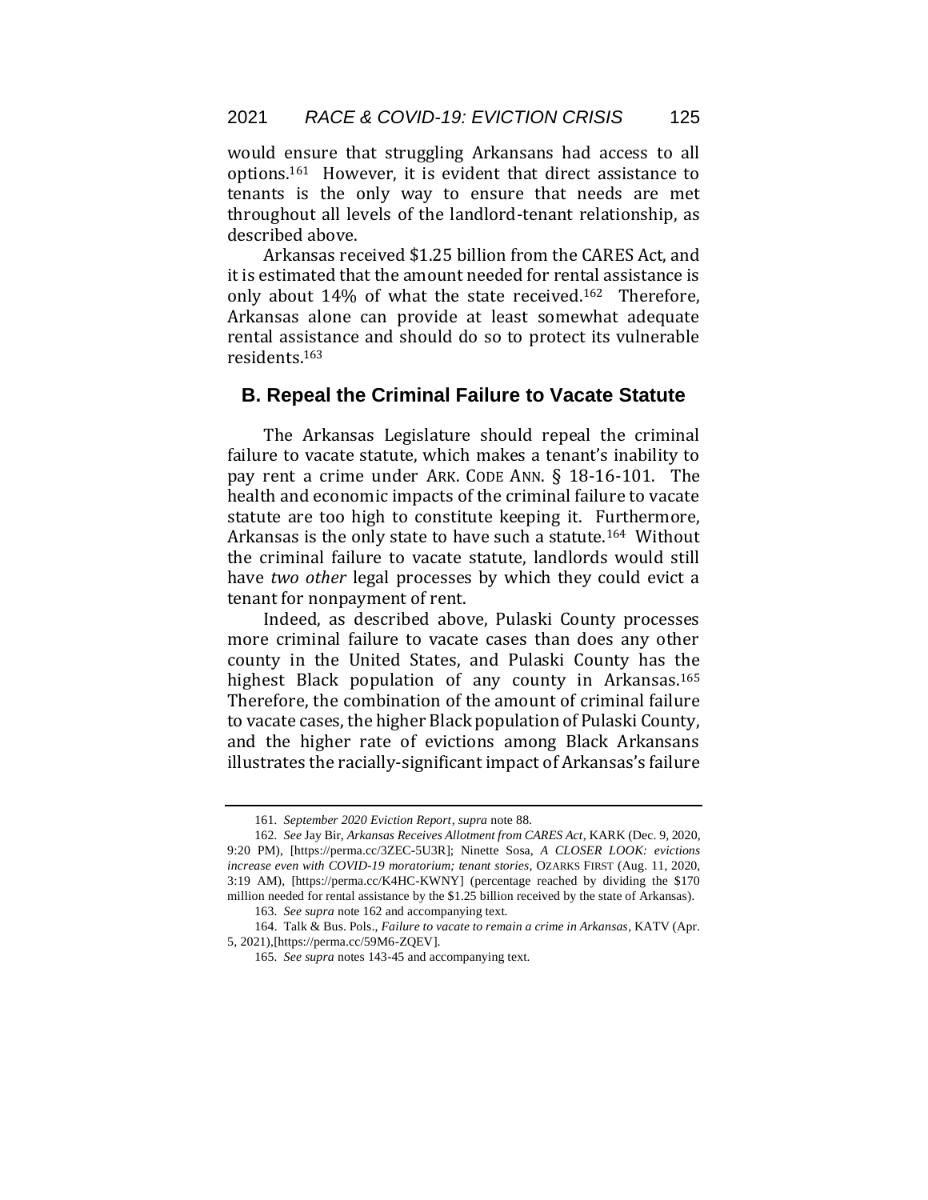would ensure that struggling Arkansans had access to all options.[161] However, it is evident that direct assistance to tenants is the only way to ensure that needs are met throughout all levels of the landlord-tenant relationship, as described above.

Arkansas received $1.25 billion from the CARES Act, and it is estimated that the amount needed for rental assistance is only about 14% of what the state received.[162] Therefore, Arkansas alone can provide at least somewhat adequate rental assistance and should do so to protect its vulnerable residents.[163]

## B. Repeal the Criminal Failure to Vacate Statute

The Arkansas Legislature should repeal the criminal failure to vacate statute, which makes a tenant's inability to pay rent a crime under ARK. CODE ANN. § 18-16-101. The health and economic impacts of the criminal failure to vacate statute are too high to constitute keeping it. Furthermore, Arkansas is the only state to have such a statute.[164] Without the criminal failure to vacate statute, landlords would still have *two other* legal processes by which they could evict a tenant for nonpayment of rent.

Indeed, as described above, Pulaski County processes more criminal failure to vacate cases than does any other county in the United States, and Pulaski County has the highest Black population of any county in Arkansas.[165] Therefore, the combination of the amount of criminal failure to vacate cases, the higher Black population of Pulaski County, and the higher rate of evictions among Black Arkansans illustrates the racially-significant impact of Arkansas's failure

---

161. *September 2020 Eviction Report*, *supra* note 88.

162. *See* Jay Bir, *Arkansas Receives Allotment from CARES Act*, KARK (Dec. 9, 2020, 9:20 PM), [https://perma.cc/3ZEC-5U3R]; Ninette Sosa, *A CLOSER LOOK: evictions increase even with COVID-19 moratorium; tenant stories*, OZARKS FIRST (Aug. 11, 2020, 3:19 AM), [https://perma.cc/K4HC-KWNY] (percentage reached by dividing the $170 million needed for rental assistance by the $1.25 billion received by the state of Arkansas).

163. *See supra* note 162 and accompanying text.

164. Talk & Bus. Pols., *Failure to vacate to remain a crime in Arkansas*, KATV (Apr. 5, 2021),[https://perma.cc/59M6-ZQEV].

165. *See supra* notes 143-45 and accompanying text.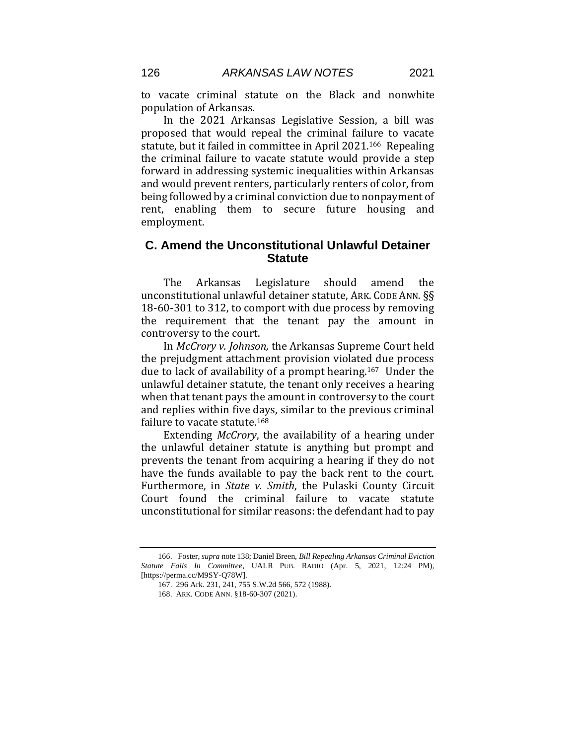to vacate criminal statute on the Black and nonwhite population of Arkansas.

In the 2021 Arkansas Legislative Session, a bill was proposed that would repeal the criminal failure to vacate statute, but it failed in committee in April 2021.[166] Repealing the criminal failure to vacate statute would provide a step forward in addressing systemic inequalities within Arkansas and would prevent renters, particularly renters of color, from being followed by a criminal conviction due to nonpayment of rent, enabling them to secure future housing and employment.

## C. Amend the Unconstitutional Unlawful Detainer Statute

The Arkansas Legislature should amend the unconstitutional unlawful detainer statute, ARK. CODE ANN. §§ 18-60-301 to 312, to comport with due process by removing the requirement that the tenant pay the amount in controversy to the court.

In *McCrory v. Johnson,* the Arkansas Supreme Court held the prejudgment attachment provision violated due process due to lack of availability of a prompt hearing.[167] Under the unlawful detainer statute, the tenant only receives a hearing when that tenant pays the amount in controversy to the court and replies within five days, similar to the previous criminal failure to vacate statute.[168]

Extending *McCrory*, the availability of a hearing under the unlawful detainer statute is anything but prompt and prevents the tenant from acquiring a hearing if they do not have the funds available to pay the back rent to the court. Furthermore, in *State v. Smith*, the Pulaski County Circuit Court found the criminal failure to vacate statute unconstitutional for similar reasons: the defendant had to pay

---

166. Foster, *supra* note 138; Daniel Breen, *Bill Repealing Arkansas Criminal Eviction Statute Fails In Committee*, UALR PUB. RADIO (Apr. 5, 2021, 12:24 PM), [https://perma.cc/M9SY-Q78W].

167. 296 Ark. 231, 241, 755 S.W.2d 566, 572 (1988).

168. ARK. CODE ANN. §18-60-307 (2021).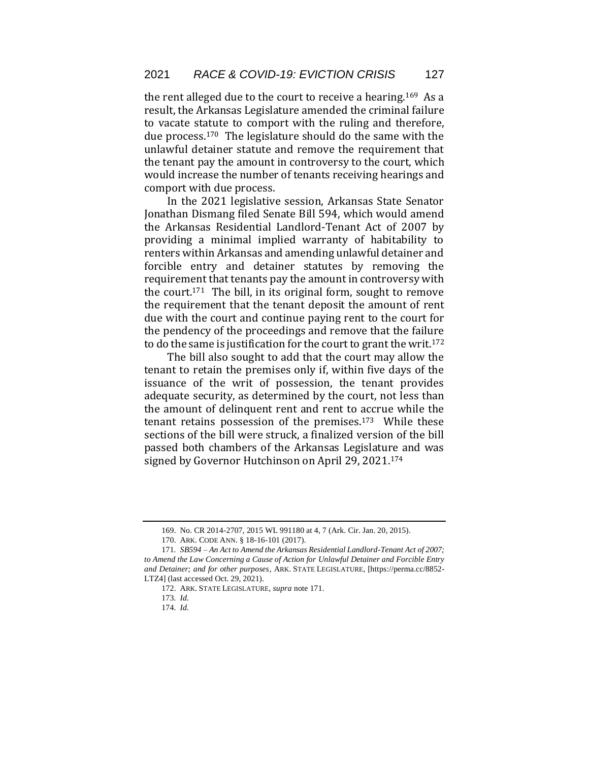the rent alleged due to the court to receive a hearing.[169] As a result, the Arkansas Legislature amended the criminal failure to vacate statute to comport with the ruling and therefore, due process.[170] The legislature should do the same with the unlawful detainer statute and remove the requirement that the tenant pay the amount in controversy to the court, which would increase the number of tenants receiving hearings and comport with due process.

In the 2021 legislative session, Arkansas State Senator Jonathan Dismang filed Senate Bill 594, which would amend the Arkansas Residential Landlord-Tenant Act of 2007 by providing a minimal implied warranty of habitability to renters within Arkansas and amending unlawful detainer and forcible entry and detainer statutes by removing the requirement that tenants pay the amount in controversy with the court.[171] The bill, in its original form, sought to remove the requirement that the tenant deposit the amount of rent due with the court and continue paying rent to the court for the pendency of the proceedings and remove that the failure to do the same is justification for the court to grant the writ.[172]

The bill also sought to add that the court may allow the tenant to retain the premises only if, within five days of the issuance of the writ of possession, the tenant provides adequate security, as determined by the court, not less than the amount of delinquent rent and rent to accrue while the tenant retains possession of the premises.[173] While these sections of the bill were struck, a finalized version of the bill passed both chambers of the Arkansas Legislature and was signed by Governor Hutchinson on April 29, 2021.[174]

---

169. No. CR 2014-2707, 2015 WL 991180 at 4, 7 (Ark. Cir. Jan. 20, 2015).

170. ARK. CODE ANN. § 18-16-101 (2017).

171. *SB594 – An Act to Amend the Arkansas Residential Landlord-Tenant Act of 2007; to Amend the Law Concerning a Cause of Action for Unlawful Detainer and Forcible Entry and Detainer; and for other purposes*, ARK. STATE LEGISLATURE, [https://perma.cc/8852-LTZ4] (last accessed Oct. 29, 2021).

172. ARK. STATE LEGISLATURE, *supra* note 171.

173. *Id.*

174. *Id.*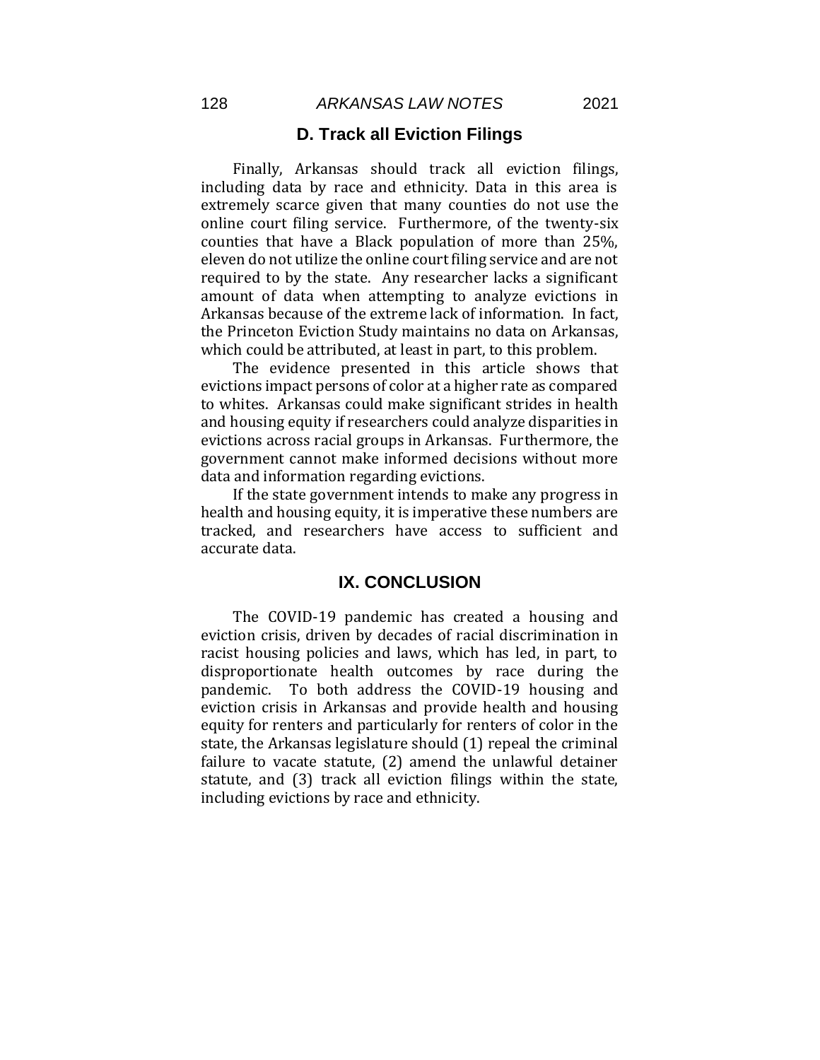### D. Track all Eviction Filings

Finally, Arkansas should track all eviction filings, including data by race and ethnicity. Data in this area is extremely scarce given that many counties do not use the online court filing service. Furthermore, of the twenty-six counties that have a Black population of more than 25%, eleven do not utilize the online court filing service and are not required to by the state. Any researcher lacks a significant amount of data when attempting to analyze evictions in Arkansas because of the extreme lack of information. In fact, the Princeton Eviction Study maintains no data on Arkansas, which could be attributed, at least in part, to this problem.

The evidence presented in this article shows that evictions impact persons of color at a higher rate as compared to whites. Arkansas could make significant strides in health and housing equity if researchers could analyze disparities in evictions across racial groups in Arkansas. Furthermore, the government cannot make informed decisions without more data and information regarding evictions.

If the state government intends to make any progress in health and housing equity, it is imperative these numbers are tracked, and researchers have access to sufficient and accurate data.

## IX. CONCLUSION

The COVID-19 pandemic has created a housing and eviction crisis, driven by decades of racial discrimination in racist housing policies and laws, which has led, in part, to disproportionate health outcomes by race during the pandemic. To both address the COVID-19 housing and eviction crisis in Arkansas and provide health and housing equity for renters and particularly for renters of color in the state, the Arkansas legislature should (1) repeal the criminal failure to vacate statute, (2) amend the unlawful detainer statute, and (3) track all eviction filings within the state, including evictions by race and ethnicity.